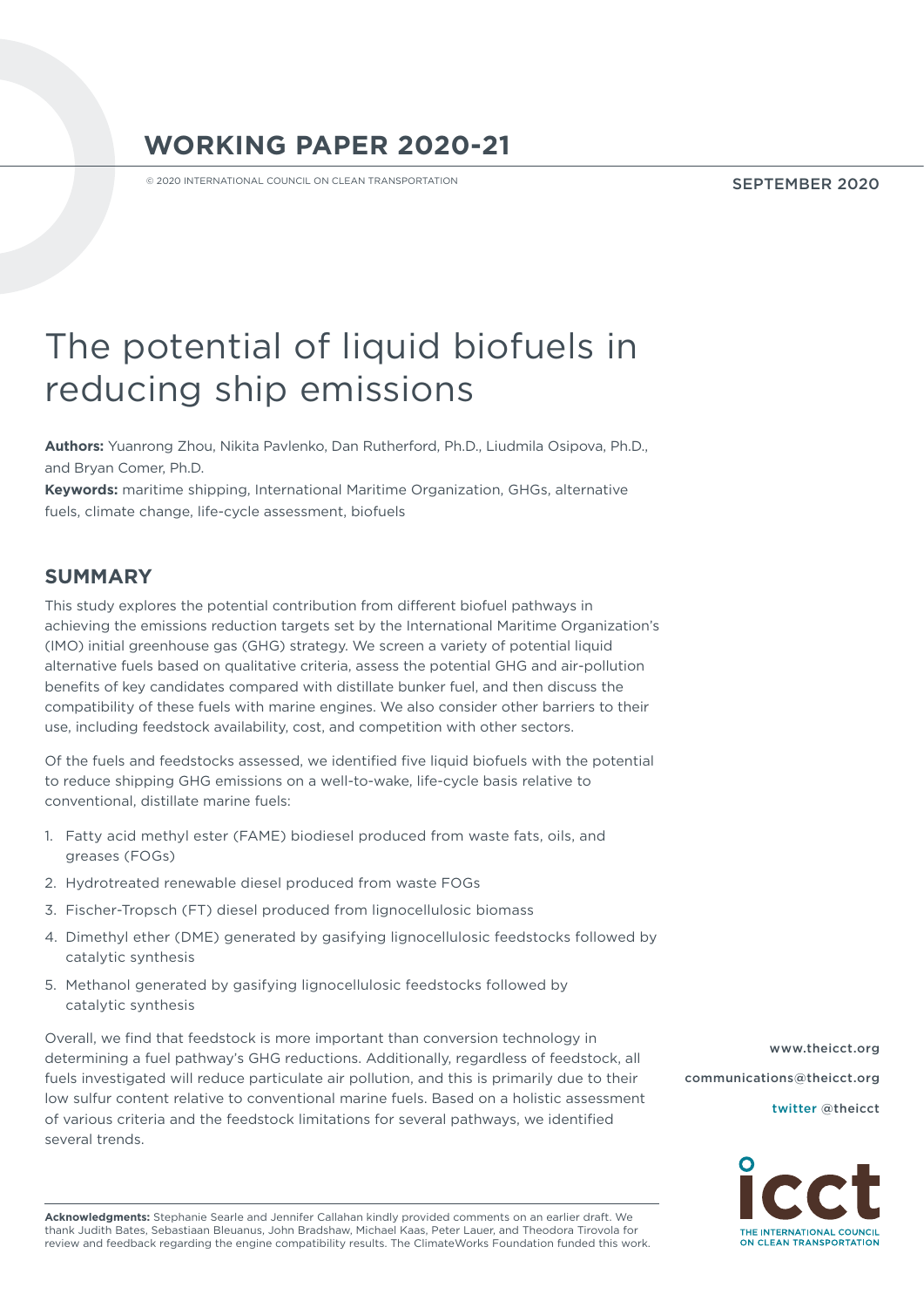# WORKING PAPER 2020-21

© 2020 INTERNATIONAL COUNCIL ON CLEAN TRANSPORTATION

SEPTEMBER 2020

# The potential of liquid biofuels in reducing ship emissions

**Authors:** Yuanrong Zhou, Nikita Pavlenko, Dan Rutherford, Ph.D., Liudmila Osipova, Ph.D., and Bryan Comer, Ph.D.

**Keywords:** maritime shipping, International Maritime Organization, GHGs, alternative fuels, climate change, life-cycle assessment, biofuels

## SUMMARY

This study explores the potential contribution from different biofuel pathways in achieving the emissions reduction targets set by the International Maritime Organization's (IMO) initial greenhouse gas (GHG) strategy. We screen a variety of potential liquid alternative fuels based on qualitative criteria, assess the potential GHG and air-pollution benefits of key candidates compared with distillate bunker fuel, and then discuss the compatibility of these fuels with marine engines. We also consider other barriers to their use, including feedstock availability, cost, and competition with other sectors.

Of the fuels and feedstocks assessed, we identified five liquid biofuels with the potential to reduce shipping GHG emissions on a well-to-wake, life-cycle basis relative to conventional, distillate marine fuels:

1. Fatty acid methyl ester (FAME) biodiesel produced from waste fats, oils, and greases (FOGs)
2. Hydrotreated renewable diesel produced from waste FOGs
3. Fischer-Tropsch (FT) diesel produced from lignocellulosic biomass
4. Dimethyl ether (DME) generated by gasifying lignocellulosic feedstocks followed by catalytic synthesis
5. Methanol generated by gasifying lignocellulosic feedstocks followed by catalytic synthesis

Overall, we find that feedstock is more important than conversion technology in determining a fuel pathway's GHG reductions. Additionally, regardless of feedstock, all fuels investigated will reduce particulate air pollution, and this is primarily due to their low sulfur content relative to conventional marine fuels. Based on a holistic assessment of various criteria and the feedstock limitations for several pathways, we identified several trends.

www.theicct.org

communications@theicct.org

twitter @theicct

**Acknowledgments:** Stephanie Searle and Jennifer Callahan kindly provided comments on an earlier draft. We thank Judith Bates, Sebastiaan Bleuanus, John Bradshaw, Michael Kaas, Peter Lauer, and Theodora Tirovola for review and feedback regarding the engine compatibility results. The ClimateWorks Foundation funded this work.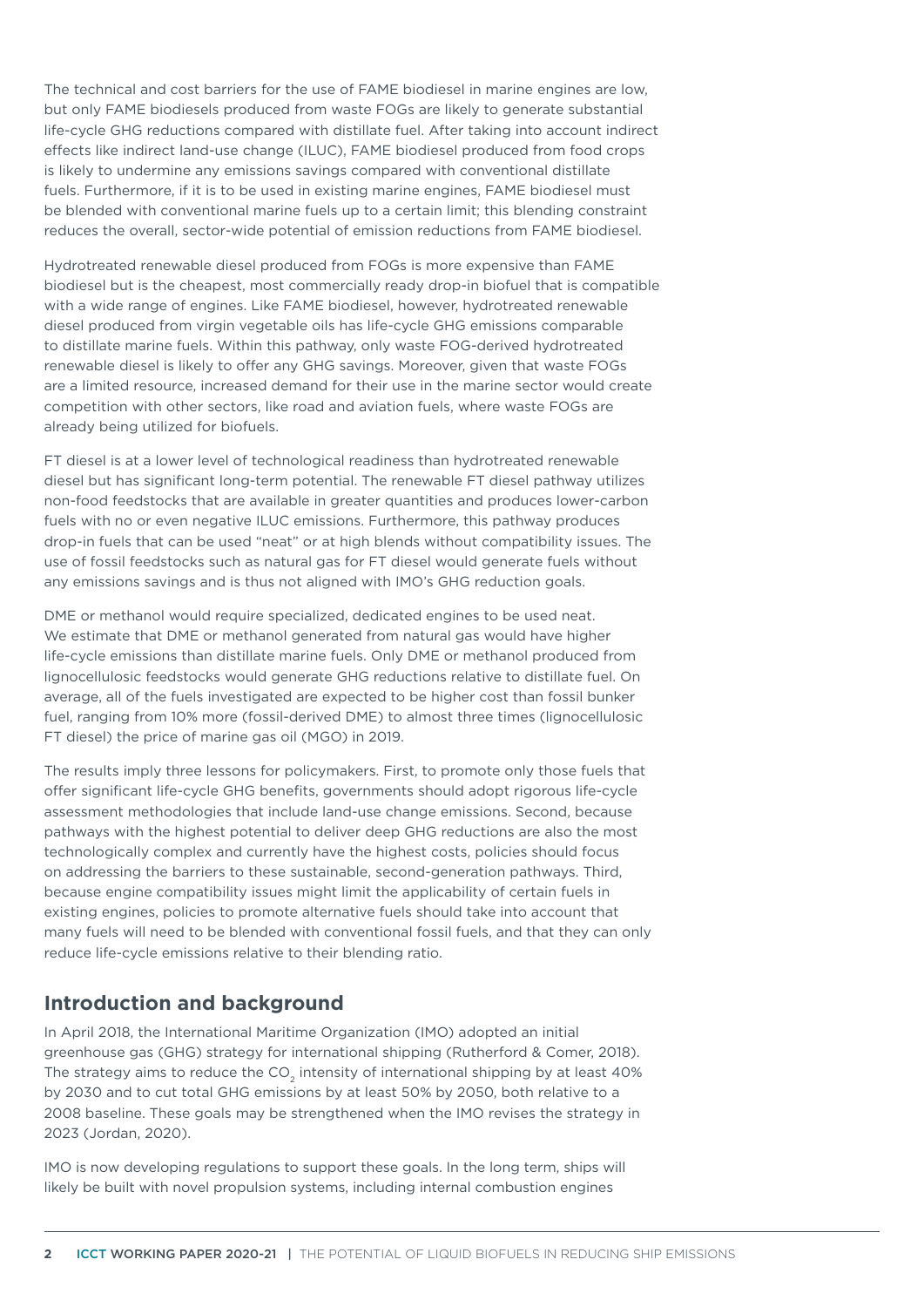The technical and cost barriers for the use of FAME biodiesel in marine engines are low, but only FAME biodiesels produced from waste FOGs are likely to generate substantial life-cycle GHG reductions compared with distillate fuel. After taking into account indirect effects like indirect land-use change (ILUC), FAME biodiesel produced from food crops is likely to undermine any emissions savings compared with conventional distillate fuels. Furthermore, if it is to be used in existing marine engines, FAME biodiesel must be blended with conventional marine fuels up to a certain limit; this blending constraint reduces the overall, sector-wide potential of emission reductions from FAME biodiesel.

Hydrotreated renewable diesel produced from FOGs is more expensive than FAME biodiesel but is the cheapest, most commercially ready drop-in biofuel that is compatible with a wide range of engines. Like FAME biodiesel, however, hydrotreated renewable diesel produced from virgin vegetable oils has life-cycle GHG emissions comparable to distillate marine fuels. Within this pathway, only waste FOG-derived hydrotreated renewable diesel is likely to offer any GHG savings. Moreover, given that waste FOGs are a limited resource, increased demand for their use in the marine sector would create competition with other sectors, like road and aviation fuels, where waste FOGs are already being utilized for biofuels.

FT diesel is at a lower level of technological readiness than hydrotreated renewable diesel but has significant long-term potential. The renewable FT diesel pathway utilizes non-food feedstocks that are available in greater quantities and produces lower-carbon fuels with no or even negative ILUC emissions. Furthermore, this pathway produces drop-in fuels that can be used "neat" or at high blends without compatibility issues. The use of fossil feedstocks such as natural gas for FT diesel would generate fuels without any emissions savings and is thus not aligned with IMO's GHG reduction goals.

DME or methanol would require specialized, dedicated engines to be used neat. We estimate that DME or methanol generated from natural gas would have higher life-cycle emissions than distillate marine fuels. Only DME or methanol produced from lignocellulosic feedstocks would generate GHG reductions relative to distillate fuel. On average, all of the fuels investigated are expected to be higher cost than fossil bunker fuel, ranging from 10% more (fossil-derived DME) to almost three times (lignocellulosic FT diesel) the price of marine gas oil (MGO) in 2019.

The results imply three lessons for policymakers. First, to promote only those fuels that offer significant life-cycle GHG benefits, governments should adopt rigorous life-cycle assessment methodologies that include land-use change emissions. Second, because pathways with the highest potential to deliver deep GHG reductions are also the most technologically complex and currently have the highest costs, policies should focus on addressing the barriers to these sustainable, second-generation pathways. Third, because engine compatibility issues might limit the applicability of certain fuels in existing engines, policies to promote alternative fuels should take into account that many fuels will need to be blended with conventional fossil fuels, and that they can only reduce life-cycle emissions relative to their blending ratio.

## Introduction and background

In April 2018, the International Maritime Organization (IMO) adopted an initial greenhouse gas (GHG) strategy for international shipping (Rutherford & Comer, 2018). The strategy aims to reduce the $CO_2$ intensity of international shipping by at least 40% by 2030 and to cut total GHG emissions by at least 50% by 2050, both relative to a 2008 baseline. These goals may be strengthened when the IMO revises the strategy in 2023 (Jordan, 2020).

IMO is now developing regulations to support these goals. In the long term, ships will likely be built with novel propulsion systems, including internal combustion engines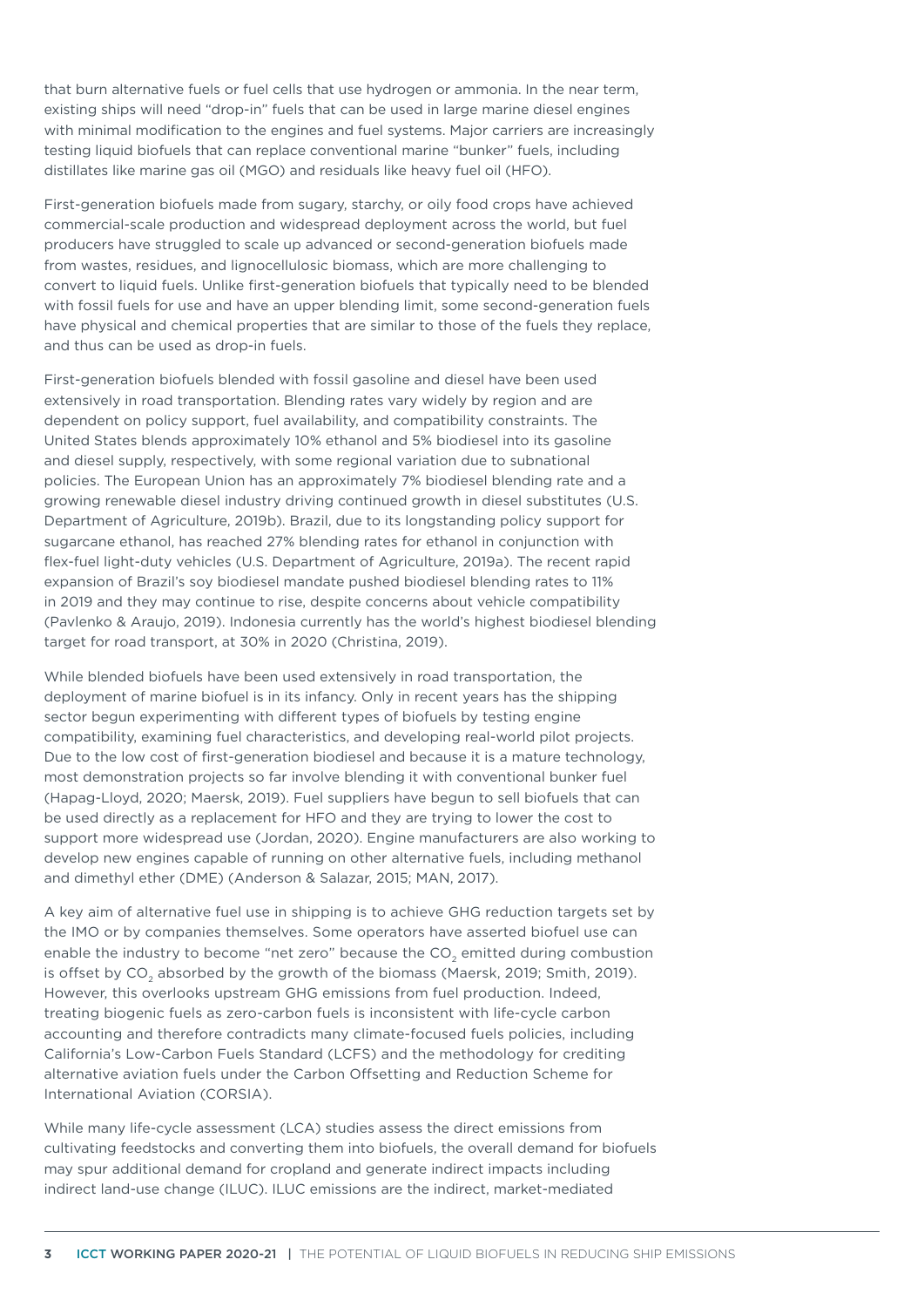that burn alternative fuels or fuel cells that use hydrogen or ammonia. In the near term, existing ships will need "drop-in" fuels that can be used in large marine diesel engines with minimal modification to the engines and fuel systems. Major carriers are increasingly testing liquid biofuels that can replace conventional marine "bunker" fuels, including distillates like marine gas oil (MGO) and residuals like heavy fuel oil (HFO).

First-generation biofuels made from sugary, starchy, or oily food crops have achieved commercial-scale production and widespread deployment across the world, but fuel producers have struggled to scale up advanced or second-generation biofuels made from wastes, residues, and lignocellulosic biomass, which are more challenging to convert to liquid fuels. Unlike first-generation biofuels that typically need to be blended with fossil fuels for use and have an upper blending limit, some second-generation fuels have physical and chemical properties that are similar to those of the fuels they replace, and thus can be used as drop-in fuels.

First-generation biofuels blended with fossil gasoline and diesel have been used extensively in road transportation. Blending rates vary widely by region and are dependent on policy support, fuel availability, and compatibility constraints. The United States blends approximately 10% ethanol and 5% biodiesel into its gasoline and diesel supply, respectively, with some regional variation due to subnational policies. The European Union has an approximately 7% biodiesel blending rate and a growing renewable diesel industry driving continued growth in diesel substitutes (U.S. Department of Agriculture, 2019b). Brazil, due to its longstanding policy support for sugarcane ethanol, has reached 27% blending rates for ethanol in conjunction with flex-fuel light-duty vehicles (U.S. Department of Agriculture, 2019a). The recent rapid expansion of Brazil's soy biodiesel mandate pushed biodiesel blending rates to 11% in 2019 and they may continue to rise, despite concerns about vehicle compatibility (Pavlenko & Araujo, 2019). Indonesia currently has the world's highest biodiesel blending target for road transport, at 30% in 2020 (Christina, 2019).

While blended biofuels have been used extensively in road transportation, the deployment of marine biofuel is in its infancy. Only in recent years has the shipping sector begun experimenting with different types of biofuels by testing engine compatibility, examining fuel characteristics, and developing real-world pilot projects. Due to the low cost of first-generation biodiesel and because it is a mature technology, most demonstration projects so far involve blending it with conventional bunker fuel (Hapag-Lloyd, 2020; Maersk, 2019). Fuel suppliers have begun to sell biofuels that can be used directly as a replacement for HFO and they are trying to lower the cost to support more widespread use (Jordan, 2020). Engine manufacturers are also working to develop new engines capable of running on other alternative fuels, including methanol and dimethyl ether (DME) (Anderson & Salazar, 2015; MAN, 2017).

A key aim of alternative fuel use in shipping is to achieve GHG reduction targets set by the IMO or by companies themselves. Some operators have asserted biofuel use can enable the industry to become "net zero" because the $CO_2$ emitted during combustion is offset by $CO_2$ absorbed by the growth of the biomass (Maersk, 2019; Smith, 2019). However, this overlooks upstream GHG emissions from fuel production. Indeed, treating biogenic fuels as zero-carbon fuels is inconsistent with life-cycle carbon accounting and therefore contradicts many climate-focused fuels policies, including California's Low-Carbon Fuels Standard (LCFS) and the methodology for crediting alternative aviation fuels under the Carbon Offsetting and Reduction Scheme for International Aviation (CORSIA).

While many life-cycle assessment (LCA) studies assess the direct emissions from cultivating feedstocks and converting them into biofuels, the overall demand for biofuels may spur additional demand for cropland and generate indirect impacts including indirect land-use change (ILUC). ILUC emissions are the indirect, market-mediated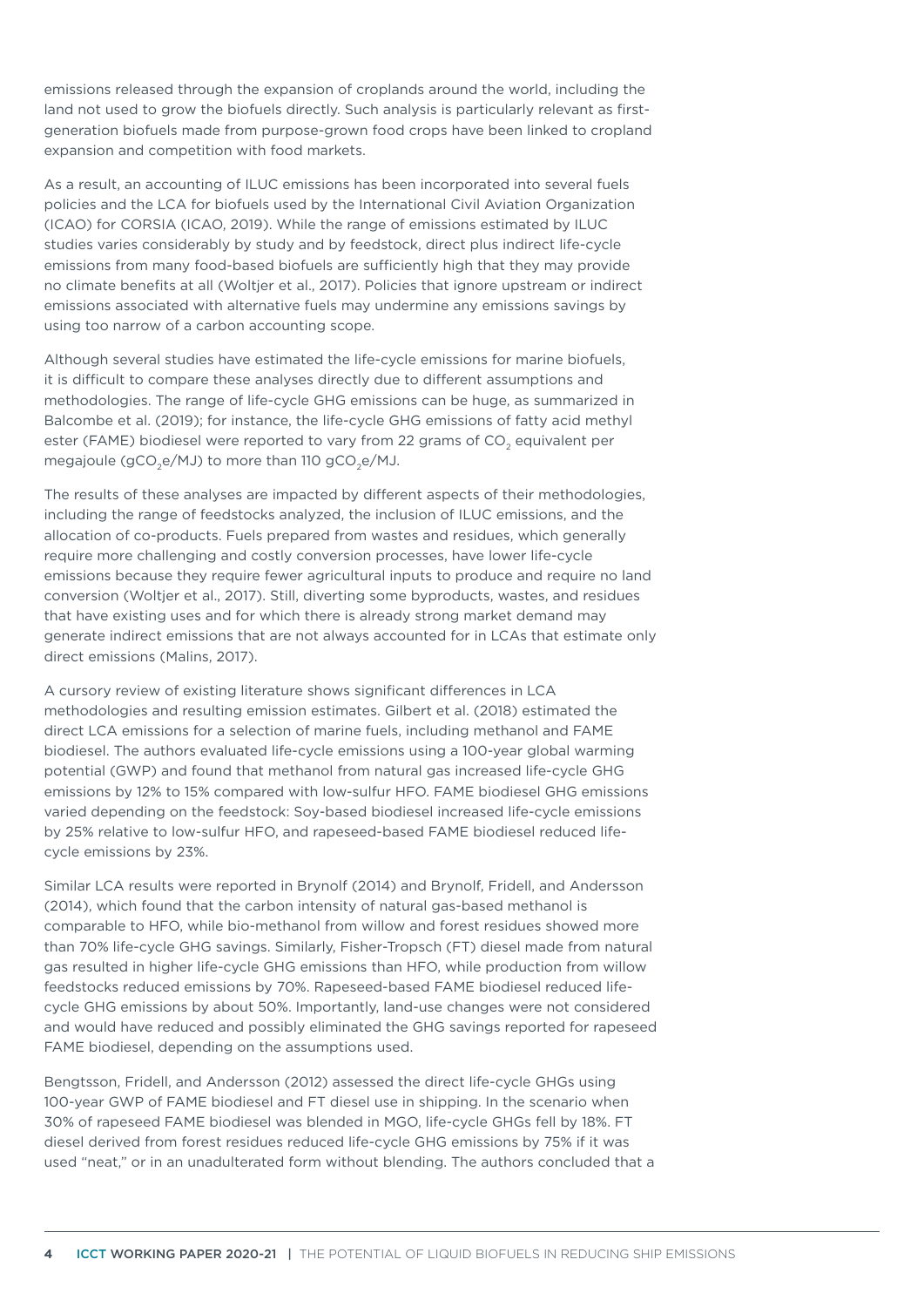emissions released through the expansion of croplands around the world, including the land not used to grow the biofuels directly. Such analysis is particularly relevant as first-generation biofuels made from purpose-grown food crops have been linked to cropland expansion and competition with food markets.

As a result, an accounting of ILUC emissions has been incorporated into several fuels policies and the LCA for biofuels used by the International Civil Aviation Organization (ICAO) for CORSIA (ICAO, 2019). While the range of emissions estimated by ILUC studies varies considerably by study and by feedstock, direct plus indirect life-cycle emissions from many food-based biofuels are sufficiently high that they may provide no climate benefits at all (Woltjer et al., 2017). Policies that ignore upstream or indirect emissions associated with alternative fuels may undermine any emissions savings by using too narrow of a carbon accounting scope.

Although several studies have estimated the life-cycle emissions for marine biofuels, it is difficult to compare these analyses directly due to different assumptions and methodologies. The range of life-cycle GHG emissions can be huge, as summarized in Balcombe et al. (2019); for instance, the life-cycle GHG emissions of fatty acid methyl ester (FAME) biodiesel were reported to vary from 22 grams of $CO_2$ equivalent per megajoule ($gCO_2e/MJ$) to more than 110 $gCO_2e/MJ$.

The results of these analyses are impacted by different aspects of their methodologies, including the range of feedstocks analyzed, the inclusion of ILUC emissions, and the allocation of co-products. Fuels prepared from wastes and residues, which generally require more challenging and costly conversion processes, have lower life-cycle emissions because they require fewer agricultural inputs to produce and require no land conversion (Woltjer et al., 2017). Still, diverting some byproducts, wastes, and residues that have existing uses and for which there is already strong market demand may generate indirect emissions that are not always accounted for in LCAs that estimate only direct emissions (Malins, 2017).

A cursory review of existing literature shows significant differences in LCA methodologies and resulting emission estimates. Gilbert et al. (2018) estimated the direct LCA emissions for a selection of marine fuels, including methanol and FAME biodiesel. The authors evaluated life-cycle emissions using a 100-year global warming potential (GWP) and found that methanol from natural gas increased life-cycle GHG emissions by 12% to 15% compared with low-sulfur HFO. FAME biodiesel GHG emissions varied depending on the feedstock: Soy-based biodiesel increased life-cycle emissions by 25% relative to low-sulfur HFO, and rapeseed-based FAME biodiesel reduced life-cycle emissions by 23%.

Similar LCA results were reported in Brynolf (2014) and Brynolf, Fridell, and Andersson (2014), which found that the carbon intensity of natural gas-based methanol is comparable to HFO, while bio-methanol from willow and forest residues showed more than 70% life-cycle GHG savings. Similarly, Fisher-Tropsch (FT) diesel made from natural gas resulted in higher life-cycle GHG emissions than HFO, while production from willow feedstocks reduced emissions by 70%. Rapeseed-based FAME biodiesel reduced life-cycle GHG emissions by about 50%. Importantly, land-use changes were not considered and would have reduced and possibly eliminated the GHG savings reported for rapeseed FAME biodiesel, depending on the assumptions used.

Bengtsson, Fridell, and Andersson (2012) assessed the direct life-cycle GHGs using 100-year GWP of FAME biodiesel and FT diesel use in shipping. In the scenario when 30% of rapeseed FAME biodiesel was blended in MGO, life-cycle GHGs fell by 18%. FT diesel derived from forest residues reduced life-cycle GHG emissions by 75% if it was used "neat," or in an unadulterated form without blending. The authors concluded that a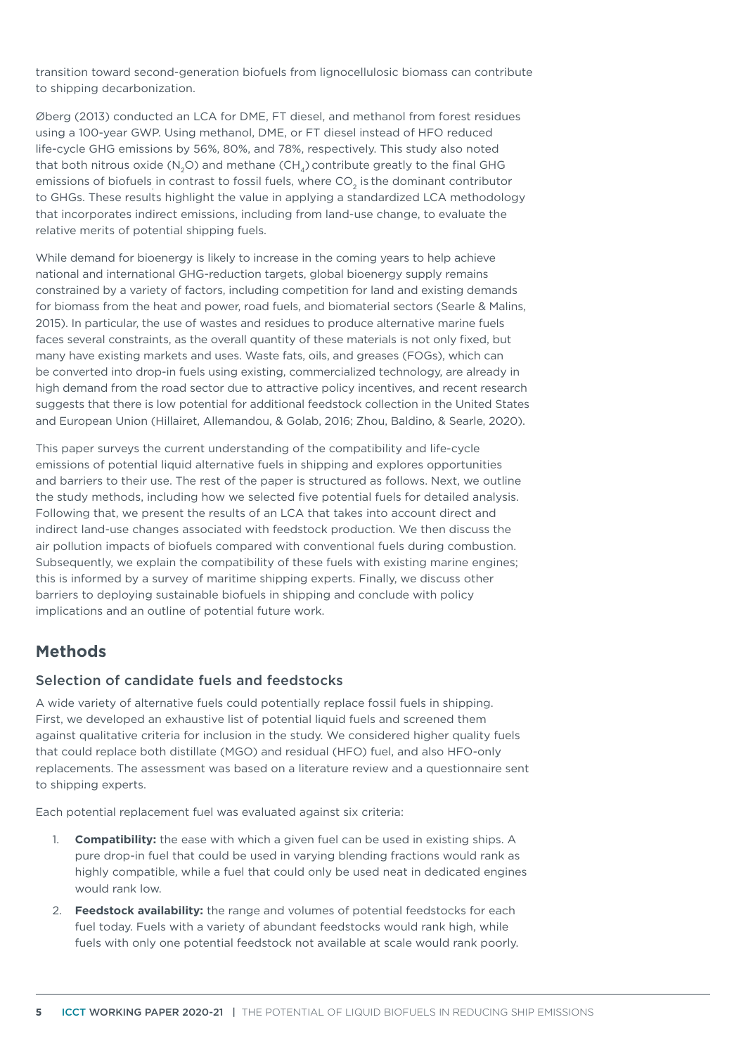transition toward second-generation biofuels from lignocellulosic biomass can contribute to shipping decarbonization.

Øberg (2013) conducted an LCA for DME, FT diesel, and methanol from forest residues using a 100-year GWP. Using methanol, DME, or FT diesel instead of HFO reduced life-cycle GHG emissions by 56%, 80%, and 78%, respectively. This study also noted that both nitrous oxide ($N_2O$) and methane ($CH_4$) contribute greatly to the final GHG emissions of biofuels in contrast to fossil fuels, where $CO_2$ is the dominant contributor to GHGs. These results highlight the value in applying a standardized LCA methodology that incorporates indirect emissions, including from land-use change, to evaluate the relative merits of potential shipping fuels.

While demand for bioenergy is likely to increase in the coming years to help achieve national and international GHG-reduction targets, global bioenergy supply remains constrained by a variety of factors, including competition for land and existing demands for biomass from the heat and power, road fuels, and biomaterial sectors (Searle & Malins, 2015). In particular, the use of wastes and residues to produce alternative marine fuels faces several constraints, as the overall quantity of these materials is not only fixed, but many have existing markets and uses. Waste fats, oils, and greases (FOGs), which can be converted into drop-in fuels using existing, commercialized technology, are already in high demand from the road sector due to attractive policy incentives, and recent research suggests that there is low potential for additional feedstock collection in the United States and European Union (Hillairet, Allemandou, & Golab, 2016; Zhou, Baldino, & Searle, 2020).

This paper surveys the current understanding of the compatibility and life-cycle emissions of potential liquid alternative fuels in shipping and explores opportunities and barriers to their use. The rest of the paper is structured as follows. Next, we outline the study methods, including how we selected five potential fuels for detailed analysis. Following that, we present the results of an LCA that takes into account direct and indirect land-use changes associated with feedstock production. We then discuss the air pollution impacts of biofuels compared with conventional fuels during combustion. Subsequently, we explain the compatibility of these fuels with existing marine engines; this is informed by a survey of maritime shipping experts. Finally, we discuss other barriers to deploying sustainable biofuels in shipping and conclude with policy implications and an outline of potential future work.

## Methods

### Selection of candidate fuels and feedstocks

A wide variety of alternative fuels could potentially replace fossil fuels in shipping. First, we developed an exhaustive list of potential liquid fuels and screened them against qualitative criteria for inclusion in the study. We considered higher quality fuels that could replace both distillate (MGO) and residual (HFO) fuel, and also HFO-only replacements. The assessment was based on a literature review and a questionnaire sent to shipping experts.

Each potential replacement fuel was evaluated against six criteria:

1. **Compatibility:** the ease with which a given fuel can be used in existing ships. A pure drop-in fuel that could be used in varying blending fractions would rank as highly compatible, while a fuel that could only be used neat in dedicated engines would rank low.
2. **Feedstock availability:** the range and volumes of potential feedstocks for each fuel today. Fuels with a variety of abundant feedstocks would rank high, while fuels with only one potential feedstock not available at scale would rank poorly.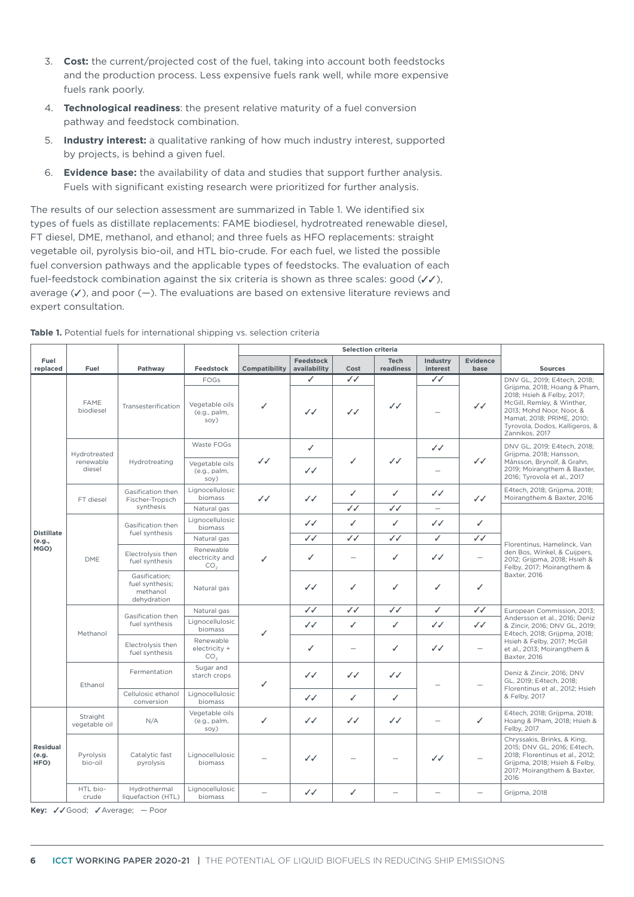3. **Cost:** the current/projected cost of the fuel, taking into account both feedstocks and the production process. Less expensive fuels rank well, while more expensive fuels rank poorly.
4. **Technological readiness**: the present relative maturity of a fuel conversion pathway and feedstock combination.
5. **Industry interest:** a qualitative ranking of how much industry interest, supported by projects, is behind a given fuel.
6. **Evidence base:** the availability of data and studies that support further analysis. Fuels with significant existing research were prioritized for further analysis.

The results of our selection assessment are summarized in Table 1. We identified six types of fuels as distillate replacements: FAME biodiesel, hydrotreated renewable diesel, FT diesel, DME, methanol, and ethanol; and three fuels as HFO replacements: straight vegetable oil, pyrolysis bio-oil, and HTL bio-crude. For each fuel, we listed the possible fuel conversion pathways and the applicable types of feedstocks. The evaluation of each fuel-feedstock combination against the six criteria is shown as three scales: good (✓✓), average (✓), and poor (—). The evaluations are based on extensive literature reviews and expert consultation.

**Table 1.** Potential fuels for international shipping vs. selection criteria

| Fuel replaced | Fuel | Pathway | Feedstock | Selection criteria | | | | | | Sources |
|---|---|---|---|---|---|---|---|---|---|---|
| | | | | Compatibility | Feedstock availability | Cost | Tech readiness | Industry interest | Evidence base | |
| Distillate (e.g., MGO) | FAME biodiesel | Transesterification | FOGs | ✓ | ✓ | ✓✓ | ✓✓ | ✓✓ | ✓✓ | DNV GL, 2019; E4tech, 2018; Grijpma, 2018; Hoang & Pham, 2018; Hsieh & Felby, 2017; McGill, Remley, & Winther, 2013; Mohd Noor, Noor, & Mamat, 2018; PRIME, 2010; Tyrovola, Dodos, Kalligeros, & Zannikos, 2017 |
| | | | Vegetable oils (e.g., palm, soy) | | ✓✓ | ✓✓ | | — | | |
| | Hydrotreated renewable diesel | Hydrotreating | Waste FOGs | ✓✓ | ✓ | ✓ | ✓✓ | ✓✓ | ✓✓ | DNV GL, 2019; E4tech, 2018; Grijpma, 2018; Hansson, Månsson, Brynolf, & Grahn, 2019; Moirangthem & Baxter, 2016; Tyrovola et al., 2017 |
| | | | Vegetable oils (e.g., palm, soy) | | ✓✓ | | | — | | |
| | FT diesel | Gasification then Fischer-Tropsch synthesis | Lignocellulosic biomass | ✓✓ | ✓✓ | ✓ | ✓ | ✓✓ | ✓✓ | E4tech, 2018; Grijpma, 2018; Moirangthem & Baxter, 2016 |
| | | | Natural gas | | | ✓✓ | ✓✓ | — | | |
| | DME | Gasification then fuel synthesis | Lignocellulosic biomass | ✓ | ✓✓ | ✓ | ✓ | ✓✓ | ✓ | Florentinus, Hamelinck, Van den Bos, Winkel, & Cuijpers, 2012; Grijpma, 2018; Hsieh & Felby, 2017; Moirangthem & Baxter, 2016 |
| | | | Natural gas | | ✓✓ | ✓✓ | ✓✓ | ✓ | ✓✓ | |
| | | Electrolysis then fuel synthesis | Renewable electricity and $CO_2$ | | ✓ | — | ✓ | ✓✓ | — | |
| | | Gasification; fuel synthesis; methanol dehydration | Natural gas | | ✓✓ | ✓ | ✓ | ✓ | ✓ | |
| | Methanol | Gasification then fuel synthesis | Natural gas | ✓ | ✓✓ | ✓✓ | ✓✓ | ✓ | ✓✓ | European Commission, 2013; Andersson et al., 2016; Deniz & Zincir, 2016; DNV GL, 2019; E4tech, 2018; Grijpma, 2018; Hsieh & Felby, 2017; McGill et al., 2013; Moirangthem & Baxter, 2016 |
| | | | Lignocellulosic biomass | | ✓✓ | ✓ | ✓ | ✓✓ | ✓✓ | |
| | | Electrolysis then fuel synthesis | Renewable electricity + $CO_2$ | | ✓ | — | ✓ | ✓✓ | — | |
| | Ethanol | Fermentation | Sugar and starch crops | ✓ | ✓✓ | ✓✓ | ✓✓ | — | — | Deniz & Zincir, 2016; DNV GL, 2019; E4tech, 2018; Florentinus et al., 2012; Hsieh & Felby, 2017 |
| | | Cellulosic ethanol conversion | Lignocellulosic biomass | | ✓✓ | ✓ | ✓ | | | |
| Residual (e.g. HFO) | Straight vegetable oil | N/A | Vegetable oils (e.g., palm, soy) | ✓ | ✓✓ | ✓✓ | ✓✓ | — | ✓ | E4tech, 2018; Grijpma, 2018; Hoang & Pham, 2018; Hsieh & Felby, 2017 |
| | Pyrolysis bio-oil | Catalytic fast pyrolysis | Lignocellulosic biomass | — | ✓✓ | — | — | ✓✓ | — | Chryssakis, Brinks, & King, 2015; DNV GL, 2016; E4tech, 2018; Florentinus et al., 2012; Grijpma, 2018; Hsieh & Felby, 2017; Moirangthem & Baxter, 2016 |
| | HTL bio-crude | Hydrothermal liquefaction (HTL) | Lignocellulosic biomass | — | ✓✓ | ✓ | — | — | — | Grijpma, 2018 |

**Key:** ✓✓Good; ✓Average; — Poor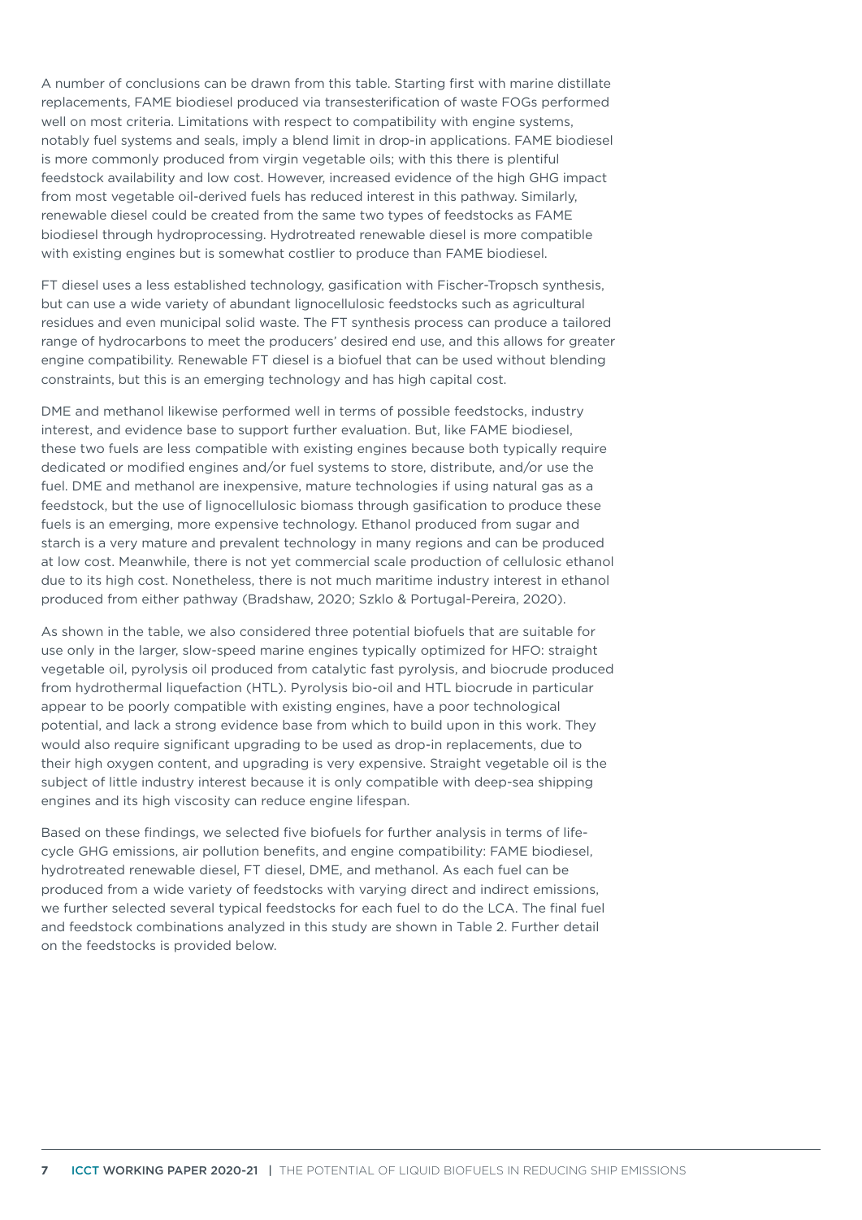A number of conclusions can be drawn from this table. Starting first with marine distillate replacements, FAME biodiesel produced via transesterification of waste FOGs performed well on most criteria. Limitations with respect to compatibility with engine systems, notably fuel systems and seals, imply a blend limit in drop-in applications. FAME biodiesel is more commonly produced from virgin vegetable oils; with this there is plentiful feedstock availability and low cost. However, increased evidence of the high GHG impact from most vegetable oil-derived fuels has reduced interest in this pathway. Similarly, renewable diesel could be created from the same two types of feedstocks as FAME biodiesel through hydroprocessing. Hydrotreated renewable diesel is more compatible with existing engines but is somewhat costlier to produce than FAME biodiesel.

FT diesel uses a less established technology, gasification with Fischer-Tropsch synthesis, but can use a wide variety of abundant lignocellulosic feedstocks such as agricultural residues and even municipal solid waste. The FT synthesis process can produce a tailored range of hydrocarbons to meet the producers' desired end use, and this allows for greater engine compatibility. Renewable FT diesel is a biofuel that can be used without blending constraints, but this is an emerging technology and has high capital cost.

DME and methanol likewise performed well in terms of possible feedstocks, industry interest, and evidence base to support further evaluation. But, like FAME biodiesel, these two fuels are less compatible with existing engines because both typically require dedicated or modified engines and/or fuel systems to store, distribute, and/or use the fuel. DME and methanol are inexpensive, mature technologies if using natural gas as a feedstock, but the use of lignocellulosic biomass through gasification to produce these fuels is an emerging, more expensive technology. Ethanol produced from sugar and starch is a very mature and prevalent technology in many regions and can be produced at low cost. Meanwhile, there is not yet commercial scale production of cellulosic ethanol due to its high cost. Nonetheless, there is not much maritime industry interest in ethanol produced from either pathway (Bradshaw, 2020; Szklo & Portugal-Pereira, 2020).

As shown in the table, we also considered three potential biofuels that are suitable for use only in the larger, slow-speed marine engines typically optimized for HFO: straight vegetable oil, pyrolysis oil produced from catalytic fast pyrolysis, and biocrude produced from hydrothermal liquefaction (HTL). Pyrolysis bio-oil and HTL biocrude in particular appear to be poorly compatible with existing engines, have a poor technological potential, and lack a strong evidence base from which to build upon in this work. They would also require significant upgrading to be used as drop-in replacements, due to their high oxygen content, and upgrading is very expensive. Straight vegetable oil is the subject of little industry interest because it is only compatible with deep-sea shipping engines and its high viscosity can reduce engine lifespan.

Based on these findings, we selected five biofuels for further analysis in terms of life-cycle GHG emissions, air pollution benefits, and engine compatibility: FAME biodiesel, hydrotreated renewable diesel, FT diesel, DME, and methanol. As each fuel can be produced from a wide variety of feedstocks with varying direct and indirect emissions, we further selected several typical feedstocks for each fuel to do the LCA. The final fuel and feedstock combinations analyzed in this study are shown in Table 2. Further detail on the feedstocks is provided below.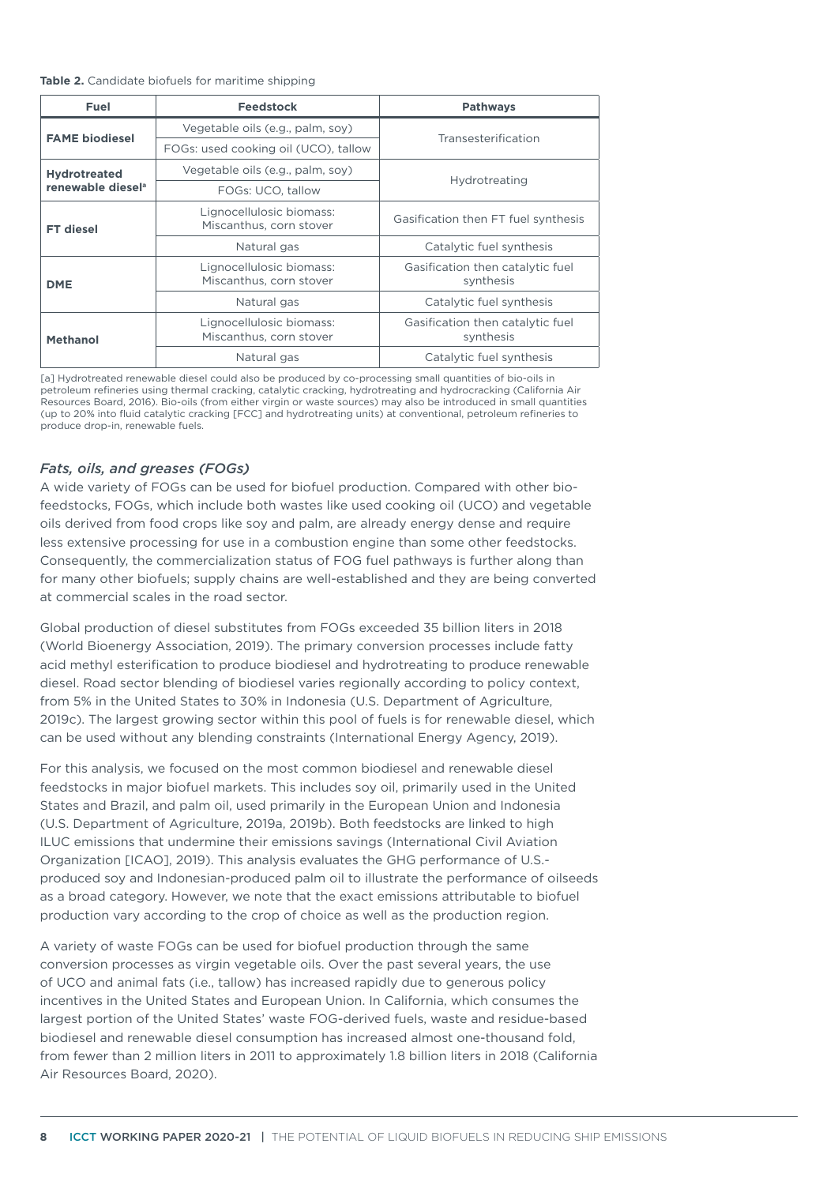**Table 2.** Candidate biofuels for maritime shipping

| Fuel | Feedstock | Pathways |
|---|---|---|
| **FAME biodiesel** | Vegetable oils (e.g., palm, soy) | Transesterification |
| | FOGs: used cooking oil (UCO), tallow | |
| **Hydrotreated renewable diesel**[a] | Vegetable oils (e.g., palm, soy) | Hydrotreating |
| | FOGs: UCO, tallow | |
| **FT diesel** | Lignocellulosic biomass: Miscanthus, corn stover | Gasification then FT fuel synthesis |
| | Natural gas | Catalytic fuel synthesis |
| **DME** | Lignocellulosic biomass: Miscanthus, corn stover | Gasification then catalytic fuel synthesis |
| | Natural gas | Catalytic fuel synthesis |
| **Methanol** | Lignocellulosic biomass: Miscanthus, corn stover | Gasification then catalytic fuel synthesis |
| | Natural gas | Catalytic fuel synthesis |

[a] Hydrotreated renewable diesel could also be produced by co-processing small quantities of bio-oils in petroleum refineries using thermal cracking, catalytic cracking, hydrotreating and hydrocracking (California Air Resources Board, 2016). Bio-oils (from either virgin or waste sources) may also be introduced in small quantities (up to 20% into fluid catalytic cracking [FCC] and hydrotreating units) at conventional, petroleum refineries to produce drop-in, renewable fuels.

### *Fats, oils, and greases (FOGs)*

A wide variety of FOGs can be used for biofuel production. Compared with other bio-feedstocks, FOGs, which include both wastes like used cooking oil (UCO) and vegetable oils derived from food crops like soy and palm, are already energy dense and require less extensive processing for use in a combustion engine than some other feedstocks. Consequently, the commercialization status of FOG fuel pathways is further along than for many other biofuels; supply chains are well-established and they are being converted at commercial scales in the road sector.

Global production of diesel substitutes from FOGs exceeded 35 billion liters in 2018 (World Bioenergy Association, 2019). The primary conversion processes include fatty acid methyl esterification to produce biodiesel and hydrotreating to produce renewable diesel. Road sector blending of biodiesel varies regionally according to policy context, from 5% in the United States to 30% in Indonesia (U.S. Department of Agriculture, 2019c). The largest growing sector within this pool of fuels is for renewable diesel, which can be used without any blending constraints (International Energy Agency, 2019).

For this analysis, we focused on the most common biodiesel and renewable diesel feedstocks in major biofuel markets. This includes soy oil, primarily used in the United States and Brazil, and palm oil, used primarily in the European Union and Indonesia (U.S. Department of Agriculture, 2019a, 2019b). Both feedstocks are linked to high ILUC emissions that undermine their emissions savings (International Civil Aviation Organization [ICAO], 2019). This analysis evaluates the GHG performance of U.S.-produced soy and Indonesian-produced palm oil to illustrate the performance of oilseeds as a broad category. However, we note that the exact emissions attributable to biofuel production vary according to the crop of choice as well as the production region.

A variety of waste FOGs can be used for biofuel production through the same conversion processes as virgin vegetable oils. Over the past several years, the use of UCO and animal fats (i.e., tallow) has increased rapidly due to generous policy incentives in the United States and European Union. In California, which consumes the largest portion of the United States' waste FOG-derived fuels, waste and residue-based biodiesel and renewable diesel consumption has increased almost one-thousand fold, from fewer than 2 million liters in 2011 to approximately 1.8 billion liters in 2018 (California Air Resources Board, 2020).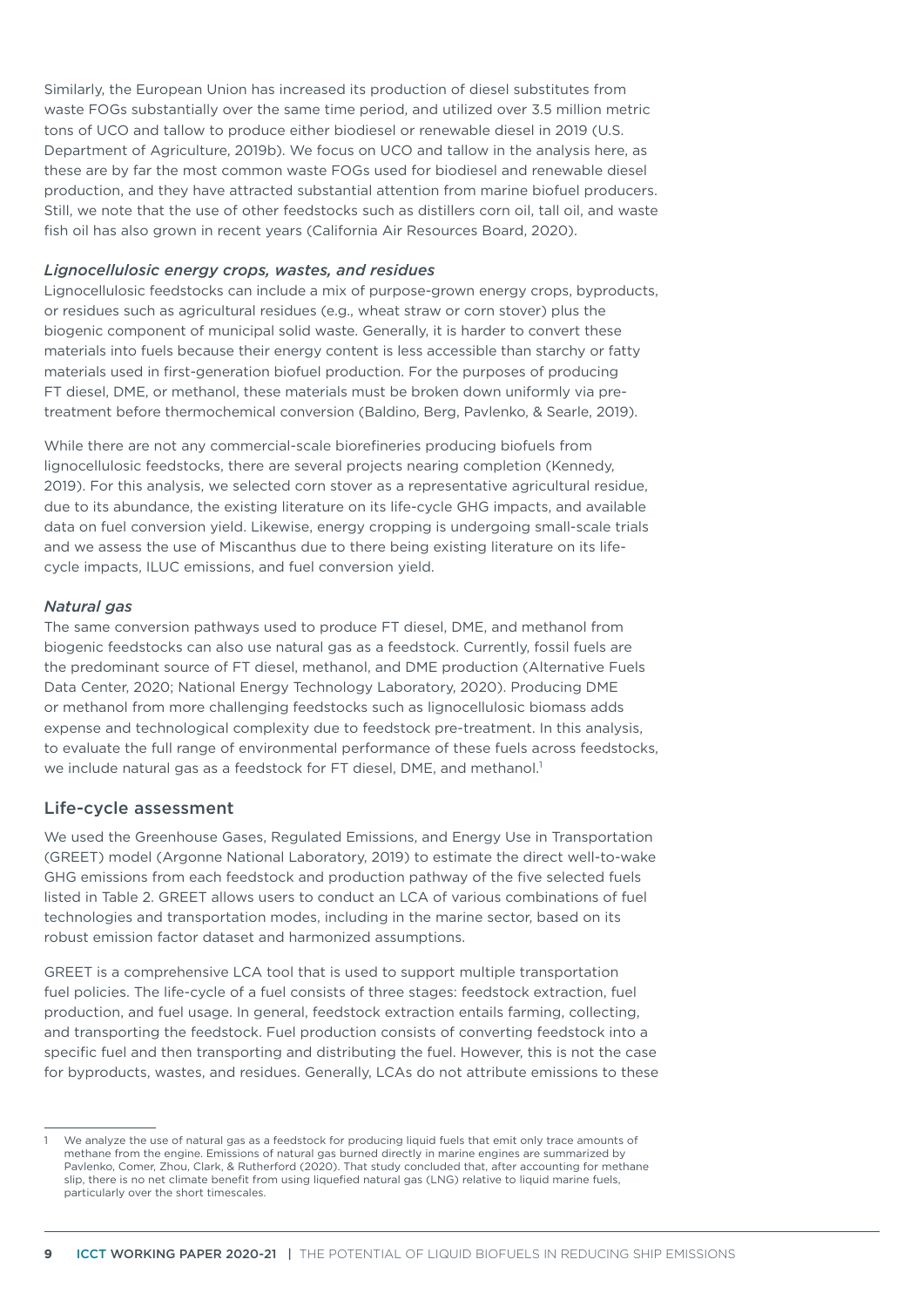Similarly, the European Union has increased its production of diesel substitutes from waste FOGs substantially over the same time period, and utilized over 3.5 million metric tons of UCO and tallow to produce either biodiesel or renewable diesel in 2019 (U.S. Department of Agriculture, 2019b). We focus on UCO and tallow in the analysis here, as these are by far the most common waste FOGs used for biodiesel and renewable diesel production, and they have attracted substantial attention from marine biofuel producers. Still, we note that the use of other feedstocks such as distillers corn oil, tall oil, and waste fish oil has also grown in recent years (California Air Resources Board, 2020).

### *Lignocellulosic energy crops, wastes, and residues*

Lignocellulosic feedstocks can include a mix of purpose-grown energy crops, byproducts, or residues such as agricultural residues (e.g., wheat straw or corn stover) plus the biogenic component of municipal solid waste. Generally, it is harder to convert these materials into fuels because their energy content is less accessible than starchy or fatty materials used in first-generation biofuel production. For the purposes of producing FT diesel, DME, or methanol, these materials must be broken down uniformly via pre-treatment before thermochemical conversion (Baldino, Berg, Pavlenko, & Searle, 2019).

While there are not any commercial-scale biorefineries producing biofuels from lignocellulosic feedstocks, there are several projects nearing completion (Kennedy, 2019). For this analysis, we selected corn stover as a representative agricultural residue, due to its abundance, the existing literature on its life-cycle GHG impacts, and available data on fuel conversion yield. Likewise, energy cropping is undergoing small-scale trials and we assess the use of Miscanthus due to there being existing literature on its life-cycle impacts, ILUC emissions, and fuel conversion yield.

### *Natural gas*

The same conversion pathways used to produce FT diesel, DME, and methanol from biogenic feedstocks can also use natural gas as a feedstock. Currently, fossil fuels are the predominant source of FT diesel, methanol, and DME production (Alternative Fuels Data Center, 2020; National Energy Technology Laboratory, 2020). Producing DME or methanol from more challenging feedstocks such as lignocellulosic biomass adds expense and technological complexity due to feedstock pre-treatment. In this analysis, to evaluate the full range of environmental performance of these fuels across feedstocks, we include natural gas as a feedstock for FT diesel, DME, and methanol.[1]

## Life-cycle assessment

We used the Greenhouse Gases, Regulated Emissions, and Energy Use in Transportation (GREET) model (Argonne National Laboratory, 2019) to estimate the direct well-to-wake GHG emissions from each feedstock and production pathway of the five selected fuels listed in Table 2. GREET allows users to conduct an LCA of various combinations of fuel technologies and transportation modes, including in the marine sector, based on its robust emission factor dataset and harmonized assumptions.

GREET is a comprehensive LCA tool that is used to support multiple transportation fuel policies. The life-cycle of a fuel consists of three stages: feedstock extraction, fuel production, and fuel usage. In general, feedstock extraction entails farming, collecting, and transporting the feedstock. Fuel production consists of converting feedstock into a specific fuel and then transporting and distributing the fuel. However, this is not the case for byproducts, wastes, and residues. Generally, LCAs do not attribute emissions to these

---

[1] We analyze the use of natural gas as a feedstock for producing liquid fuels that emit only trace amounts of methane from the engine. Emissions of natural gas burned directly in marine engines are summarized by Pavlenko, Comer, Zhou, Clark, & Rutherford (2020). That study concluded that, after accounting for methane slip, there is no net climate benefit from using liquefied natural gas (LNG) relative to liquid marine fuels, particularly over the short timescales.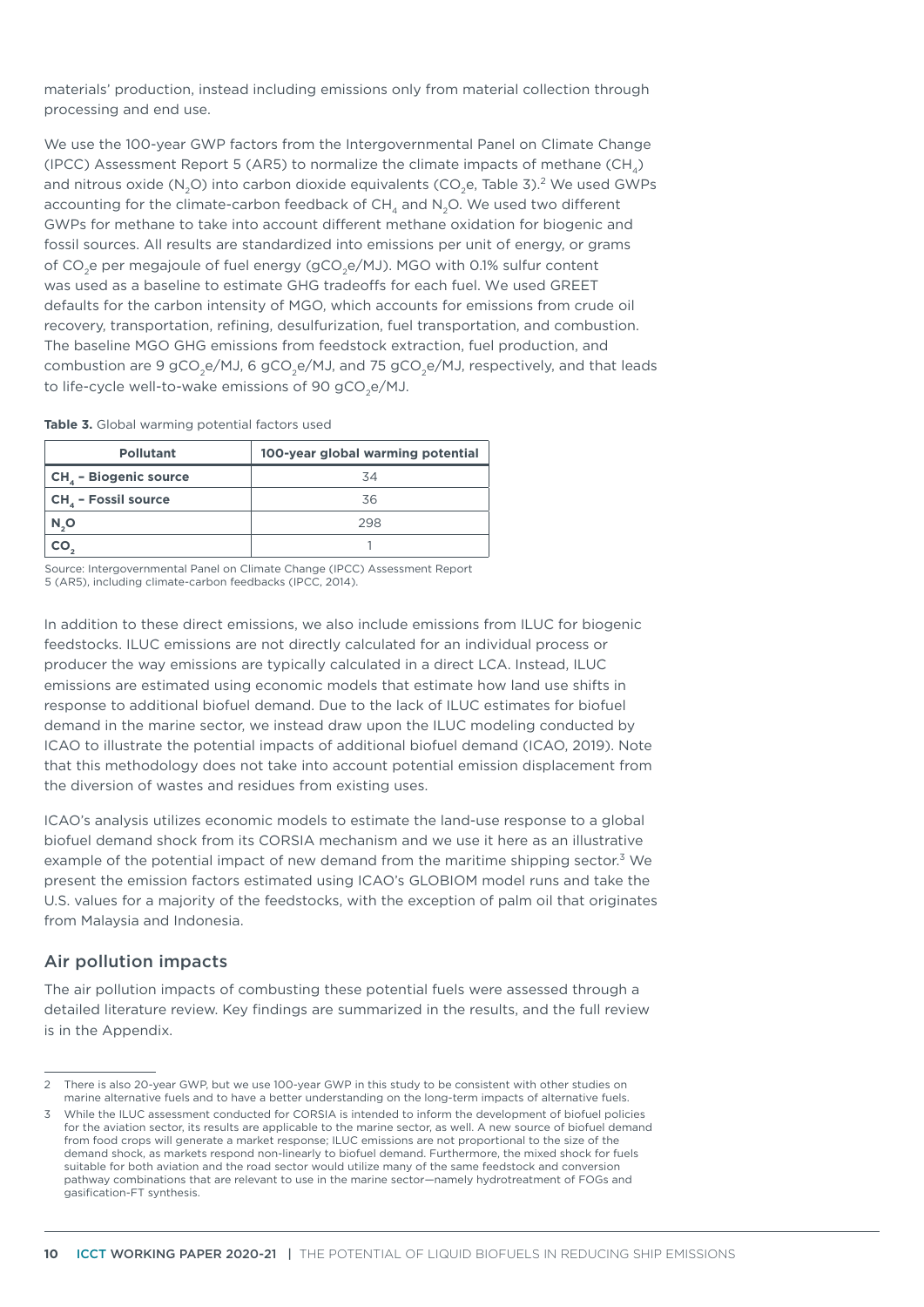materials' production, instead including emissions only from material collection through processing and end use.

We use the 100-year GWP factors from the Intergovernmental Panel on Climate Change (IPCC) Assessment Report 5 (AR5) to normalize the climate impacts of methane ($CH_4$) and nitrous oxide ($N_2O$) into carbon dioxide equivalents ($CO_2e$, Table 3).[2] We used GWPs accounting for the climate-carbon feedback of $CH_4$ and $N_2O$. We used two different GWPs for methane to take into account different methane oxidation for biogenic and fossil sources. All results are standardized into emissions per unit of energy, or grams of $CO_2e$ per megajoule of fuel energy ($gCO_2e/MJ$). MGO with 0.1% sulfur content was used as a baseline to estimate GHG tradeoffs for each fuel. We used GREET defaults for the carbon intensity of MGO, which accounts for emissions from crude oil recovery, transportation, refining, desulfurization, fuel transportation, and combustion. The baseline MGO GHG emissions from feedstock extraction, fuel production, and combustion are 9 $gCO_2e/MJ$, 6 $gCO_2e/MJ$, and 75 $gCO_2e/MJ$, respectively, and that leads to life-cycle well-to-wake emissions of 90 $gCO_2e/MJ$.

**Table 3.** Global warming potential factors used

| Pollutant | 100-year global warming potential |
|---|---|
| $CH_4$ – Biogenic source | 34 |
| $CH_4$ – Fossil source | 36 |
| $N_2O$ | 298 |
| $CO_2$ | 1 |

Source: Intergovernmental Panel on Climate Change (IPCC) Assessment Report 5 (AR5), including climate-carbon feedbacks (IPCC, 2014).

In addition to these direct emissions, we also include emissions from ILUC for biogenic feedstocks. ILUC emissions are not directly calculated for an individual process or producer the way emissions are typically calculated in a direct LCA. Instead, ILUC emissions are estimated using economic models that estimate how land use shifts in response to additional biofuel demand. Due to the lack of ILUC estimates for biofuel demand in the marine sector, we instead draw upon the ILUC modeling conducted by ICAO to illustrate the potential impacts of additional biofuel demand (ICAO, 2019). Note that this methodology does not take into account potential emission displacement from the diversion of wastes and residues from existing uses.

ICAO's analysis utilizes economic models to estimate the land-use response to a global biofuel demand shock from its CORSIA mechanism and we use it here as an illustrative example of the potential impact of new demand from the maritime shipping sector.[3] We present the emission factors estimated using ICAO's GLOBIOM model runs and take the U.S. values for a majority of the feedstocks, with the exception of palm oil that originates from Malaysia and Indonesia.

## Air pollution impacts

The air pollution impacts of combusting these potential fuels were assessed through a detailed literature review. Key findings are summarized in the results, and the full review is in the Appendix.

---

2 There is also 20-year GWP, but we use 100-year GWP in this study to be consistent with other studies on marine alternative fuels and to have a better understanding on the long-term impacts of alternative fuels.

3 While the ILUC assessment conducted for CORSIA is intended to inform the development of biofuel policies for the aviation sector, its results are applicable to the marine sector, as well. A new source of biofuel demand from food crops will generate a market response; ILUC emissions are not proportional to the size of the demand shock, as markets respond non-linearly to biofuel demand. Furthermore, the mixed shock for fuels suitable for both aviation and the road sector would utilize many of the same feedstock and conversion pathway combinations that are relevant to use in the marine sector—namely hydrotreatment of FOGs and gasification-FT synthesis.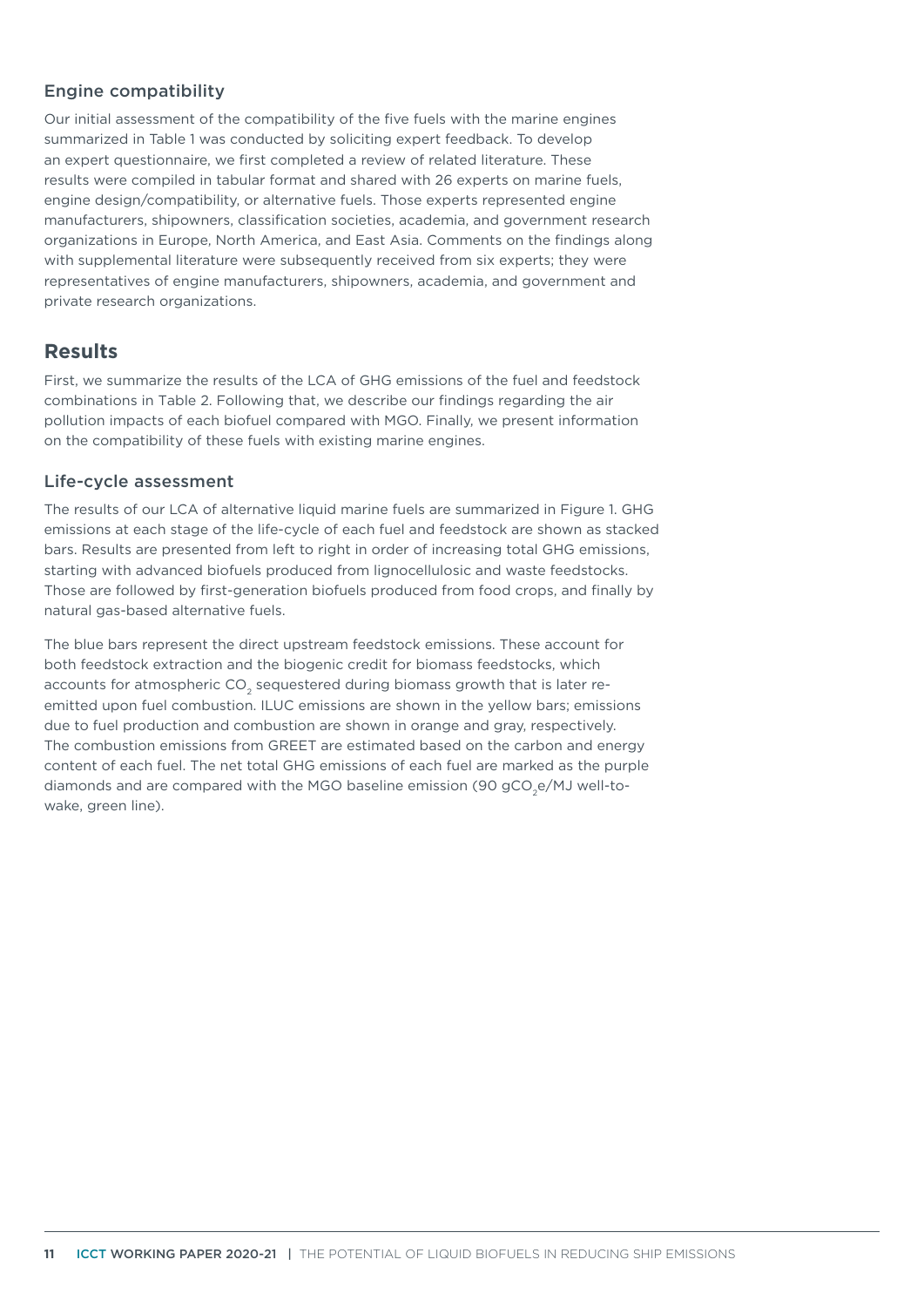### Engine compatibility

Our initial assessment of the compatibility of the five fuels with the marine engines summarized in Table 1 was conducted by soliciting expert feedback. To develop an expert questionnaire, we first completed a review of related literature. These results were compiled in tabular format and shared with 26 experts on marine fuels, engine design/compatibility, or alternative fuels. Those experts represented engine manufacturers, shipowners, classification societies, academia, and government research organizations in Europe, North America, and East Asia. Comments on the findings along with supplemental literature were subsequently received from six experts; they were representatives of engine manufacturers, shipowners, academia, and government and private research organizations.

## Results

First, we summarize the results of the LCA of GHG emissions of the fuel and feedstock combinations in Table 2. Following that, we describe our findings regarding the air pollution impacts of each biofuel compared with MGO. Finally, we present information on the compatibility of these fuels with existing marine engines.

### Life-cycle assessment

The results of our LCA of alternative liquid marine fuels are summarized in Figure 1. GHG emissions at each stage of the life-cycle of each fuel and feedstock are shown as stacked bars. Results are presented from left to right in order of increasing total GHG emissions, starting with advanced biofuels produced from lignocellulosic and waste feedstocks. Those are followed by first-generation biofuels produced from food crops, and finally by natural gas-based alternative fuels.

The blue bars represent the direct upstream feedstock emissions. These account for both feedstock extraction and the biogenic credit for biomass feedstocks, which accounts for atmospheric $CO_2$ sequestered during biomass growth that is later re-emitted upon fuel combustion. ILUC emissions are shown in the yellow bars; emissions due to fuel production and combustion are shown in orange and gray, respectively. The combustion emissions from GREET are estimated based on the carbon and energy content of each fuel. The net total GHG emissions of each fuel are marked as the purple diamonds and are compared with the MGO baseline emission (90 $gCO_2e$/MJ well-to-wake, green line).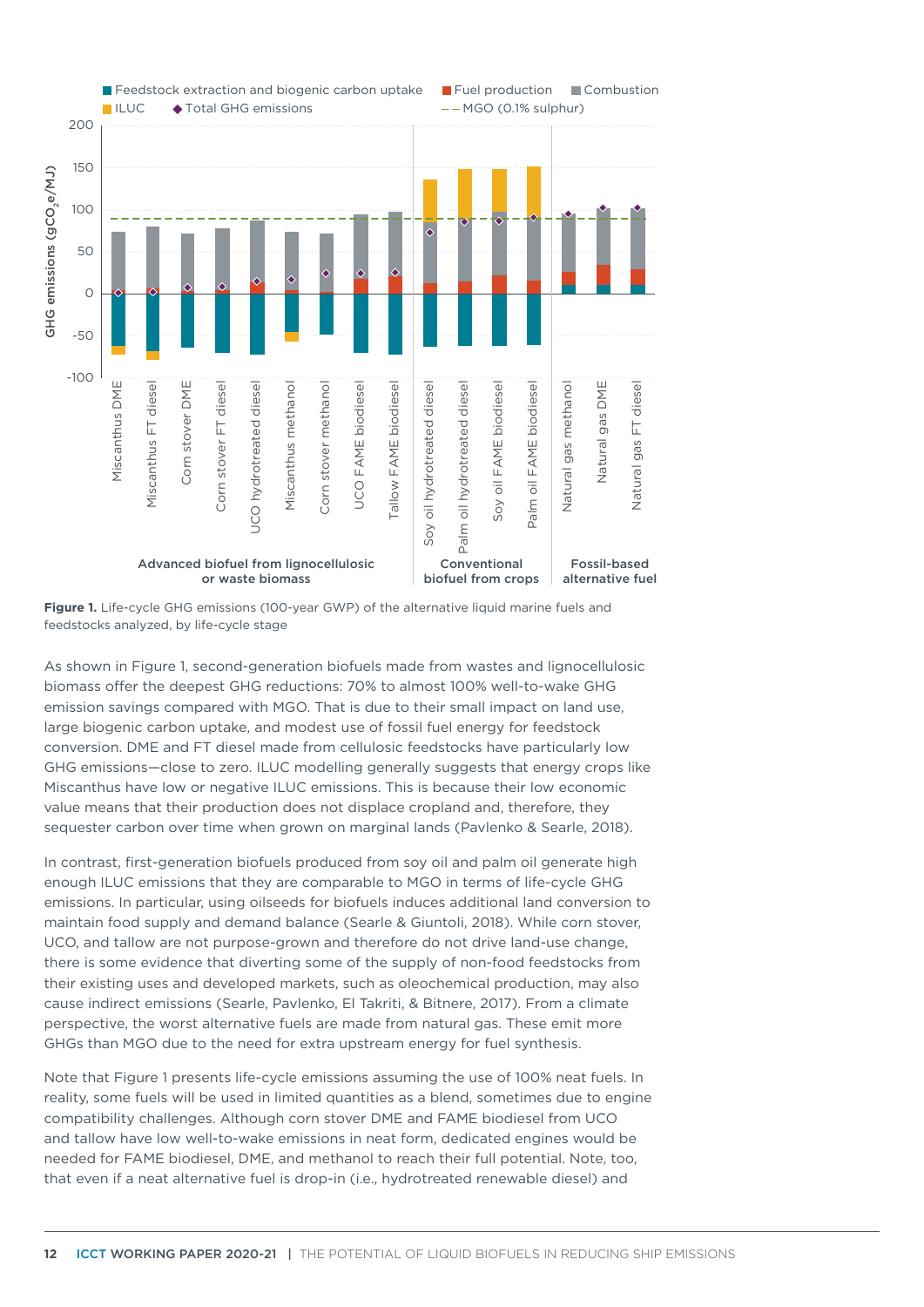**Figure 1.** Life-cycle GHG emissions (100-year GWP) of the alternative liquid marine fuels and feedstocks analyzed, by life-cycle stage

As shown in Figure 1, second-generation biofuels made from wastes and lignocellulosic biomass offer the deepest GHG reductions: 70% to almost 100% well-to-wake GHG emission savings compared with MGO. That is due to their small impact on land use, large biogenic carbon uptake, and modest use of fossil fuel energy for feedstock conversion. DME and FT diesel made from cellulosic feedstocks have particularly low GHG emissions—close to zero. ILUC modelling generally suggests that energy crops like Miscanthus have low or negative ILUC emissions. This is because their low economic value means that their production does not displace cropland and, therefore, they sequester carbon over time when grown on marginal lands (Pavlenko & Searle, 2018).

In contrast, first-generation biofuels produced from soy oil and palm oil generate high enough ILUC emissions that they are comparable to MGO in terms of life-cycle GHG emissions. In particular, using oilseeds for biofuels induces additional land conversion to maintain food supply and demand balance (Searle & Giuntoli, 2018). While corn stover, UCO, and tallow are not purpose-grown and therefore do not drive land-use change, there is some evidence that diverting some of the supply of non-food feedstocks from their existing uses and developed markets, such as oleochemical production, may also cause indirect emissions (Searle, Pavlenko, El Takriti, & Bitnere, 2017). From a climate perspective, the worst alternative fuels are made from natural gas. These emit more GHGs than MGO due to the need for extra upstream energy for fuel synthesis.

Note that Figure 1 presents life-cycle emissions assuming the use of 100% neat fuels. In reality, some fuels will be used in limited quantities as a blend, sometimes due to engine compatibility challenges. Although corn stover DME and FAME biodiesel from UCO and tallow have low well-to-wake emissions in neat form, dedicated engines would be needed for FAME biodiesel, DME, and methanol to reach their full potential. Note, too, that even if a neat alternative fuel is drop-in (i.e., hydrotreated renewable diesel) and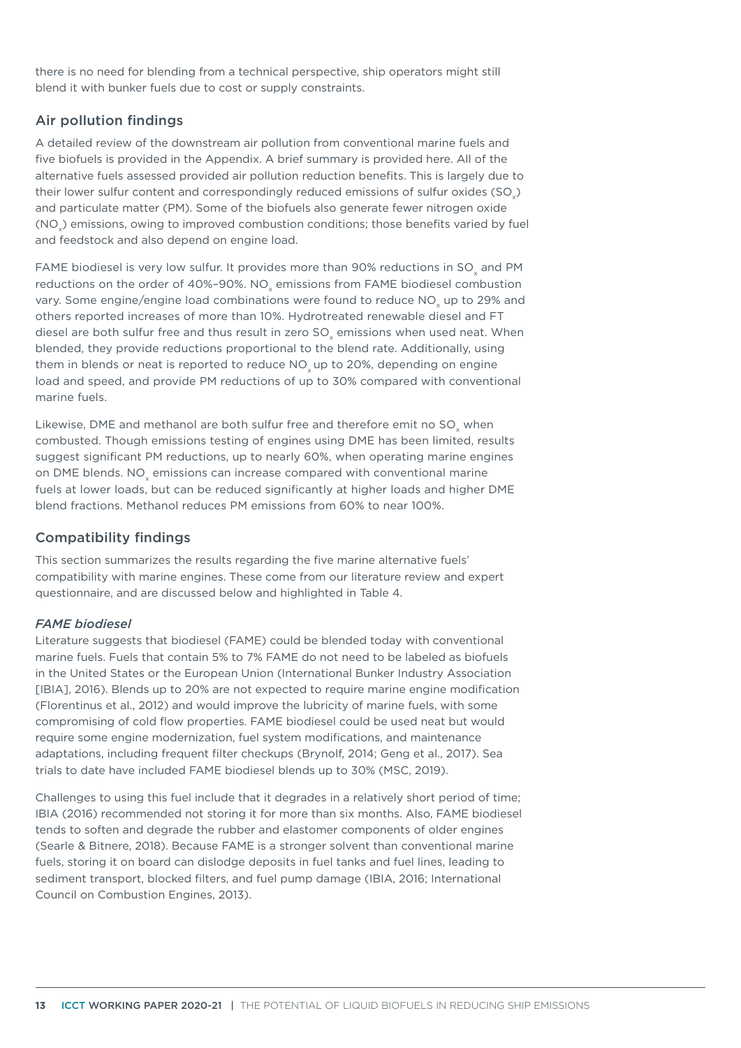there is no need for blending from a technical perspective, ship operators might still blend it with bunker fuels due to cost or supply constraints.

## Air pollution findings

A detailed review of the downstream air pollution from conventional marine fuels and five biofuels is provided in the Appendix. A brief summary is provided here. All of the alternative fuels assessed provided air pollution reduction benefits. This is largely due to their lower sulfur content and correspondingly reduced emissions of sulfur oxides ($SO_x$) and particulate matter (PM). Some of the biofuels also generate fewer nitrogen oxide ($NO_x$) emissions, owing to improved combustion conditions; those benefits varied by fuel and feedstock and also depend on engine load.

FAME biodiesel is very low sulfur. It provides more than 90% reductions in $SO_x$ and PM reductions on the order of 40%–90%. $NO_x$ emissions from FAME biodiesel combustion vary. Some engine/engine load combinations were found to reduce $NO_x$ up to 29% and others reported increases of more than 10%. Hydrotreated renewable diesel and FT diesel are both sulfur free and thus result in zero $SO_x$ emissions when used neat. When blended, they provide reductions proportional to the blend rate. Additionally, using them in blends or neat is reported to reduce $NO_x$ up to 20%, depending on engine load and speed, and provide PM reductions of up to 30% compared with conventional marine fuels.

Likewise, DME and methanol are both sulfur free and therefore emit no $SO_x$ when combusted. Though emissions testing of engines using DME has been limited, results suggest significant PM reductions, up to nearly 60%, when operating marine engines on DME blends. $NO_x$ emissions can increase compared with conventional marine fuels at lower loads, but can be reduced significantly at higher loads and higher DME blend fractions. Methanol reduces PM emissions from 60% to near 100%.

## Compatibility findings

This section summarizes the results regarding the five marine alternative fuels' compatibility with marine engines. These come from our literature review and expert questionnaire, and are discussed below and highlighted in Table 4.

### *FAME biodiesel*

Literature suggests that biodiesel (FAME) could be blended today with conventional marine fuels. Fuels that contain 5% to 7% FAME do not need to be labeled as biofuels in the United States or the European Union (International Bunker Industry Association [IBIA], 2016). Blends up to 20% are not expected to require marine engine modification (Florentinus et al., 2012) and would improve the lubricity of marine fuels, with some compromising of cold flow properties. FAME biodiesel could be used neat but would require some engine modernization, fuel system modifications, and maintenance adaptations, including frequent filter checkups (Brynolf, 2014; Geng et al., 2017). Sea trials to date have included FAME biodiesel blends up to 30% (MSC, 2019).

Challenges to using this fuel include that it degrades in a relatively short period of time; IBIA (2016) recommended not storing it for more than six months. Also, FAME biodiesel tends to soften and degrade the rubber and elastomer components of older engines (Searle & Bitnere, 2018). Because FAME is a stronger solvent than conventional marine fuels, storing it on board can dislodge deposits in fuel tanks and fuel lines, leading to sediment transport, blocked filters, and fuel pump damage (IBIA, 2016; International Council on Combustion Engines, 2013).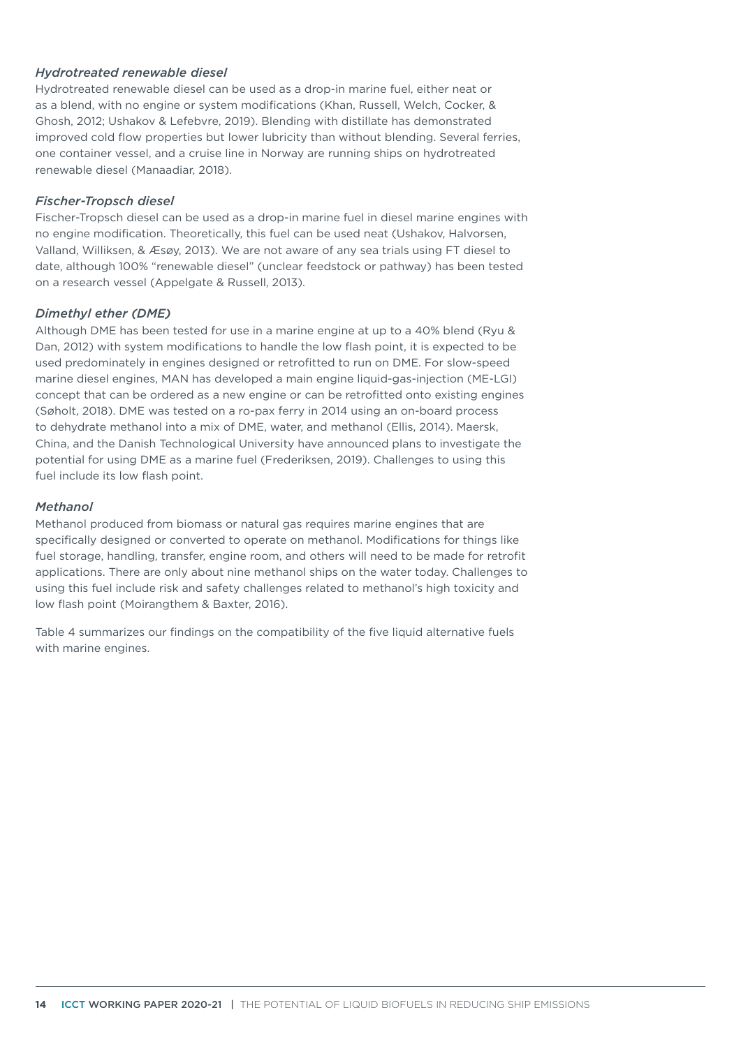### *Hydrotreated renewable diesel*

Hydrotreated renewable diesel can be used as a drop-in marine fuel, either neat or as a blend, with no engine or system modifications (Khan, Russell, Welch, Cocker, & Ghosh, 2012; Ushakov & Lefebvre, 2019). Blending with distillate has demonstrated improved cold flow properties but lower lubricity than without blending. Several ferries, one container vessel, and a cruise line in Norway are running ships on hydrotreated renewable diesel (Manaadiar, 2018).

### *Fischer-Tropsch diesel*

Fischer-Tropsch diesel can be used as a drop-in marine fuel in diesel marine engines with no engine modification. Theoretically, this fuel can be used neat (Ushakov, Halvorsen, Valland, Williksen, & Æsøy, 2013). We are not aware of any sea trials using FT diesel to date, although 100% "renewable diesel" (unclear feedstock or pathway) has been tested on a research vessel (Appelgate & Russell, 2013).

### *Dimethyl ether (DME)*

Although DME has been tested for use in a marine engine at up to a 40% blend (Ryu & Dan, 2012) with system modifications to handle the low flash point, it is expected to be used predominately in engines designed or retrofitted to run on DME. For slow-speed marine diesel engines, MAN has developed a main engine liquid-gas-injection (ME-LGI) concept that can be ordered as a new engine or can be retrofitted onto existing engines (Søholt, 2018). DME was tested on a ro-pax ferry in 2014 using an on-board process to dehydrate methanol into a mix of DME, water, and methanol (Ellis, 2014). Maersk, China, and the Danish Technological University have announced plans to investigate the potential for using DME as a marine fuel (Frederiksen, 2019). Challenges to using this fuel include its low flash point.

### *Methanol*

Methanol produced from biomass or natural gas requires marine engines that are specifically designed or converted to operate on methanol. Modifications for things like fuel storage, handling, transfer, engine room, and others will need to be made for retrofit applications. There are only about nine methanol ships on the water today. Challenges to using this fuel include risk and safety challenges related to methanol's high toxicity and low flash point (Moirangthem & Baxter, 2016).

Table 4 summarizes our findings on the compatibility of the five liquid alternative fuels with marine engines.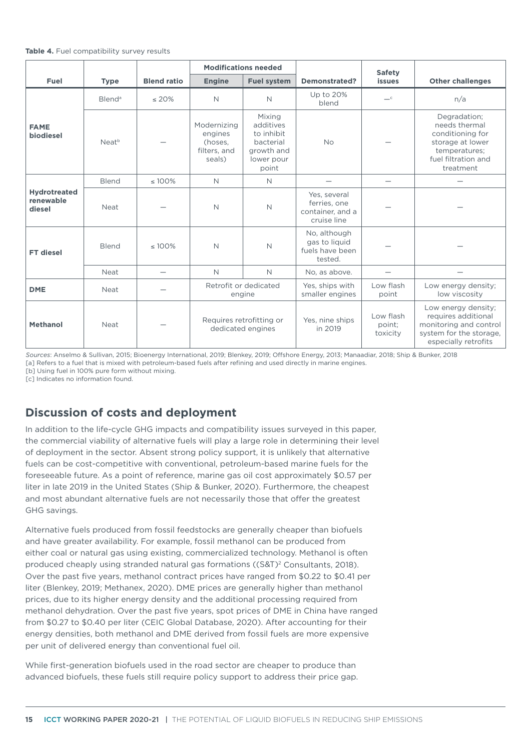**Table 4.** Fuel compatibility survey results

| Fuel | Type | Blend ratio | Modifications needed | | Demonstrated? | Safety issues | Other challenges |
|---|---|---|---|---|---|---|---|
| | | | Engine | Fuel system | | | |
| FAME biodiesel | Blend[a] | ≤ 20% | N | N | Up to 20% blend | —[c] | n/a |
| FAME biodiesel | Neat[b] | — | Modernizing engines (hoses, filters, and seals) | Mixing additives to inhibit bacterial growth and lower pour point | No | — | Degradation; needs thermal conditioning for storage at lower temperatures; fuel filtration and treatment |
| Hydrotreated renewable diesel | Blend | ≤ 100% | N | N | — | — | — |
| Hydrotreated renewable diesel | Neat | — | N | N | Yes, several ferries, one container, and a cruise line | — | — |
| FT diesel | Blend | ≤ 100% | N | N | No, although gas to liquid fuels have been tested. | — | — |
| FT diesel | Neat | — | N | N | No, as above. | — | — |
| DME | Neat | — | Retrofit or dedicated engine | | Yes, ships with smaller engines | Low flash point | Low energy density; low viscosity |
| Methanol | Neat | — | Requires retrofitting or dedicated engines | | Yes, nine ships in 2019 | Low flash point; toxicity | Low energy density; requires additional monitoring and control system for the storage, especially retrofits |

*Sources*: Anselmo & Sullivan, 2015; Bioenergy International, 2019; Blenkey, 2019; Offshore Energy, 2013; Manaadiar, 2018; Ship & Bunker, 2018

[a] Refers to a fuel that is mixed with petroleum-based fuels after refining and used directly in marine engines.

[b] Using fuel in 100% pure form without mixing.

[c] Indicates no information found.

## Discussion of costs and deployment

In addition to the life-cycle GHG impacts and compatibility issues surveyed in this paper, the commercial viability of alternative fuels will play a large role in determining their level of deployment in the sector. Absent strong policy support, it is unlikely that alternative fuels can be cost-competitive with conventional, petroleum-based marine fuels for the foreseeable future. As a point of reference, marine gas oil cost approximately $0.57 per liter in late 2019 in the United States (Ship & Bunker, 2020). Furthermore, the cheapest and most abundant alternative fuels are not necessarily those that offer the greatest GHG savings.

Alternative fuels produced from fossil feedstocks are generally cheaper than biofuels and have greater availability. For example, fossil methanol can be produced from either coal or natural gas using existing, commercialized technology. Methanol is often produced cheaply using stranded natural gas formations ((S&T)[2] Consultants, 2018). Over the past five years, methanol contract prices have ranged from $0.22 to $0.41 per liter (Blenkey, 2019; Methanex, 2020). DME prices are generally higher than methanol prices, due to its higher energy density and the additional processing required from methanol dehydration. Over the past five years, spot prices of DME in China have ranged from $0.27 to $0.40 per liter (CEIC Global Database, 2020). After accounting for their energy densities, both methanol and DME derived from fossil fuels are more expensive per unit of delivered energy than conventional fuel oil.

While first-generation biofuels used in the road sector are cheaper to produce than advanced biofuels, these fuels still require policy support to address their price gap.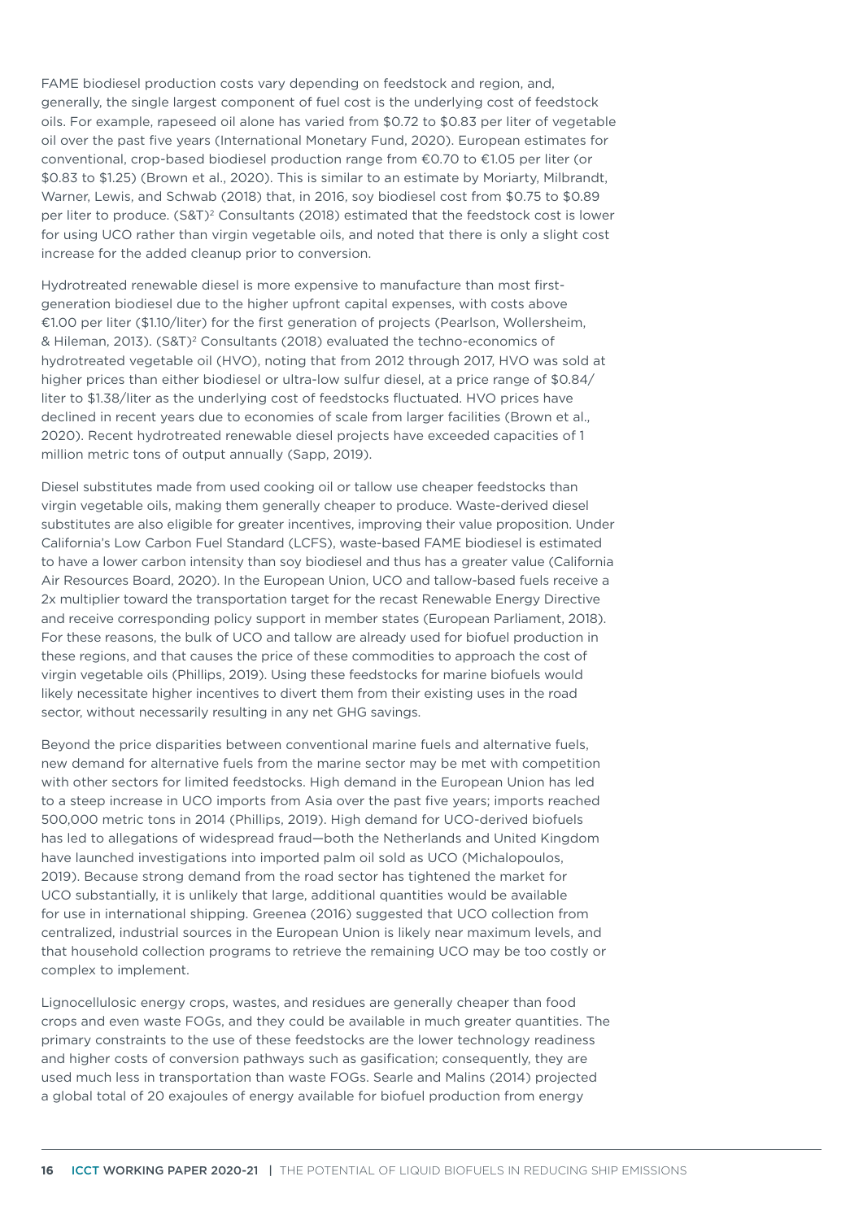FAME biodiesel production costs vary depending on feedstock and region, and, generally, the single largest component of fuel cost is the underlying cost of feedstock oils. For example, rapeseed oil alone has varied from $0.72 to $0.83 per liter of vegetable oil over the past five years (International Monetary Fund, 2020). European estimates for conventional, crop-based biodiesel production range from €0.70 to €1.05 per liter (or $0.83 to $1.25) (Brown et al., 2020). This is similar to an estimate by Moriarty, Milbrandt, Warner, Lewis, and Schwab (2018) that, in 2016, soy biodiesel cost from $0.75 to $0.89 per liter to produce. (S&T)[2] Consultants (2018) estimated that the feedstock cost is lower for using UCO rather than virgin vegetable oils, and noted that there is only a slight cost increase for the added cleanup prior to conversion.

Hydrotreated renewable diesel is more expensive to manufacture than most first-generation biodiesel due to the higher upfront capital expenses, with costs above €1.00 per liter ($1.10/liter) for the first generation of projects (Pearlson, Wollersheim, & Hileman, 2013). (S&T)[2] Consultants (2018) evaluated the techno-economics of hydrotreated vegetable oil (HVO), noting that from 2012 through 2017, HVO was sold at higher prices than either biodiesel or ultra-low sulfur diesel, at a price range of $0.84/liter to $1.38/liter as the underlying cost of feedstocks fluctuated. HVO prices have declined in recent years due to economies of scale from larger facilities (Brown et al., 2020). Recent hydrotreated renewable diesel projects have exceeded capacities of 1 million metric tons of output annually (Sapp, 2019).

Diesel substitutes made from used cooking oil or tallow use cheaper feedstocks than virgin vegetable oils, making them generally cheaper to produce. Waste-derived diesel substitutes are also eligible for greater incentives, improving their value proposition. Under California's Low Carbon Fuel Standard (LCFS), waste-based FAME biodiesel is estimated to have a lower carbon intensity than soy biodiesel and thus has a greater value (California Air Resources Board, 2020). In the European Union, UCO and tallow-based fuels receive a 2x multiplier toward the transportation target for the recast Renewable Energy Directive and receive corresponding policy support in member states (European Parliament, 2018). For these reasons, the bulk of UCO and tallow are already used for biofuel production in these regions, and that causes the price of these commodities to approach the cost of virgin vegetable oils (Phillips, 2019). Using these feedstocks for marine biofuels would likely necessitate higher incentives to divert them from their existing uses in the road sector, without necessarily resulting in any net GHG savings.

Beyond the price disparities between conventional marine fuels and alternative fuels, new demand for alternative fuels from the marine sector may be met with competition with other sectors for limited feedstocks. High demand in the European Union has led to a steep increase in UCO imports from Asia over the past five years; imports reached 500,000 metric tons in 2014 (Phillips, 2019). High demand for UCO-derived biofuels has led to allegations of widespread fraud—both the Netherlands and United Kingdom have launched investigations into imported palm oil sold as UCO (Michalopoulos, 2019). Because strong demand from the road sector has tightened the market for UCO substantially, it is unlikely that large, additional quantities would be available for use in international shipping. Greenea (2016) suggested that UCO collection from centralized, industrial sources in the European Union is likely near maximum levels, and that household collection programs to retrieve the remaining UCO may be too costly or complex to implement.

Lignocellulosic energy crops, wastes, and residues are generally cheaper than food crops and even waste FOGs, and they could be available in much greater quantities. The primary constraints to the use of these feedstocks are the lower technology readiness and higher costs of conversion pathways such as gasification; consequently, they are used much less in transportation than waste FOGs. Searle and Malins (2014) projected a global total of 20 exajoules of energy available for biofuel production from energy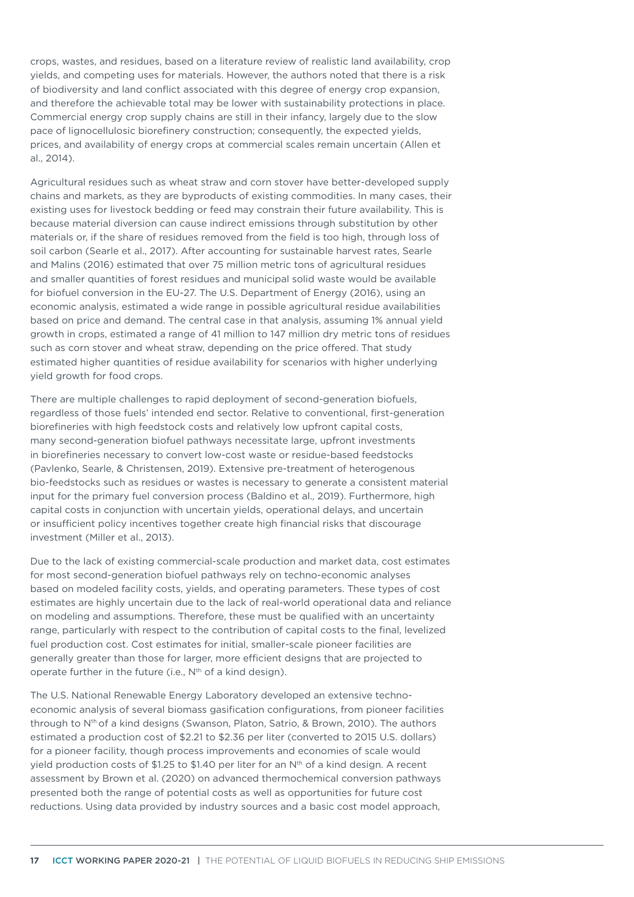crops, wastes, and residues, based on a literature review of realistic land availability, crop yields, and competing uses for materials. However, the authors noted that there is a risk of biodiversity and land conflict associated with this degree of energy crop expansion, and therefore the achievable total may be lower with sustainability protections in place. Commercial energy crop supply chains are still in their infancy, largely due to the slow pace of lignocellulosic biorefinery construction; consequently, the expected yields, prices, and availability of energy crops at commercial scales remain uncertain (Allen et al., 2014).

Agricultural residues such as wheat straw and corn stover have better-developed supply chains and markets, as they are byproducts of existing commodities. In many cases, their existing uses for livestock bedding or feed may constrain their future availability. This is because material diversion can cause indirect emissions through substitution by other materials or, if the share of residues removed from the field is too high, through loss of soil carbon (Searle et al., 2017). After accounting for sustainable harvest rates, Searle and Malins (2016) estimated that over 75 million metric tons of agricultural residues and smaller quantities of forest residues and municipal solid waste would be available for biofuel conversion in the EU-27. The U.S. Department of Energy (2016), using an economic analysis, estimated a wide range in possible agricultural residue availabilities based on price and demand. The central case in that analysis, assuming 1% annual yield growth in crops, estimated a range of 41 million to 147 million dry metric tons of residues such as corn stover and wheat straw, depending on the price offered. That study estimated higher quantities of residue availability for scenarios with higher underlying yield growth for food crops.

There are multiple challenges to rapid deployment of second-generation biofuels, regardless of those fuels' intended end sector. Relative to conventional, first-generation biorefineries with high feedstock costs and relatively low upfront capital costs, many second-generation biofuel pathways necessitate large, upfront investments in biorefineries necessary to convert low-cost waste or residue-based feedstocks (Pavlenko, Searle, & Christensen, 2019). Extensive pre-treatment of heterogenous bio-feedstocks such as residues or wastes is necessary to generate a consistent material input for the primary fuel conversion process (Baldino et al., 2019). Furthermore, high capital costs in conjunction with uncertain yields, operational delays, and uncertain or insufficient policy incentives together create high financial risks that discourage investment (Miller et al., 2013).

Due to the lack of existing commercial-scale production and market data, cost estimates for most second-generation biofuel pathways rely on techno-economic analyses based on modeled facility costs, yields, and operating parameters. These types of cost estimates are highly uncertain due to the lack of real-world operational data and reliance on modeling and assumptions. Therefore, these must be qualified with an uncertainty range, particularly with respect to the contribution of capital costs to the final, levelized fuel production cost. Cost estimates for initial, smaller-scale pioneer facilities are generally greater than those for larger, more efficient designs that are projected to operate further in the future (i.e., $N^{th}$ of a kind design).

The U.S. National Renewable Energy Laboratory developed an extensive techno-economic analysis of several biomass gasification configurations, from pioneer facilities through to $N^{th}$ of a kind designs (Swanson, Platon, Satrio, & Brown, 2010). The authors estimated a production cost of $2.21 to $2.36 per liter (converted to 2015 U.S. dollars) for a pioneer facility, though process improvements and economies of scale would yield production costs of $1.25 to $1.40 per liter for an $N^{th}$ of a kind design. A recent assessment by Brown et al. (2020) on advanced thermochemical conversion pathways presented both the range of potential costs as well as opportunities for future cost reductions. Using data provided by industry sources and a basic cost model approach,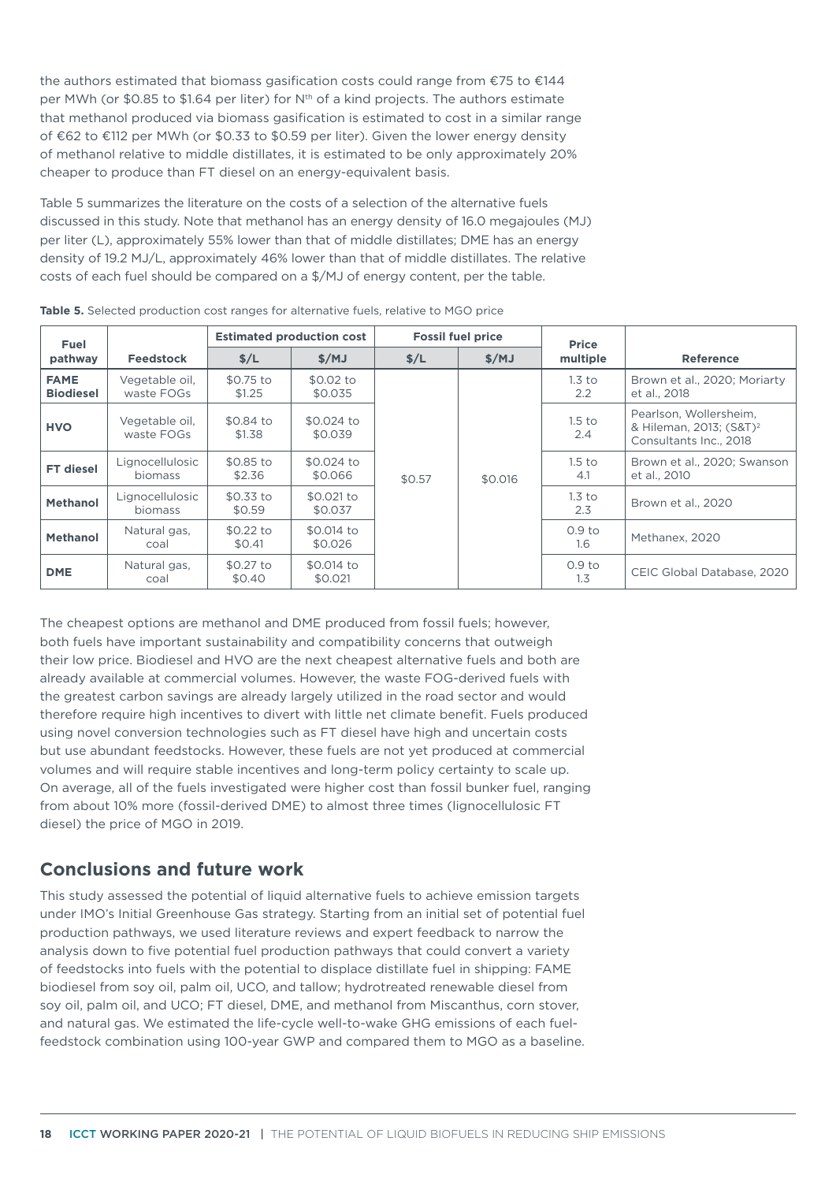the authors estimated that biomass gasification costs could range from €75 to €144 per MWh (or $0.85 to $1.64 per liter) for N[th] of a kind projects. The authors estimate that methanol produced via biomass gasification is estimated to cost in a similar range of €62 to €112 per MWh (or $0.33 to $0.59 per liter). Given the lower energy density of methanol relative to middle distillates, it is estimated to be only approximately 20% cheaper to produce than FT diesel on an energy-equivalent basis.

Table 5 summarizes the literature on the costs of a selection of the alternative fuels discussed in this study. Note that methanol has an energy density of 16.0 megajoules (MJ) per liter (L), approximately 55% lower than that of middle distillates; DME has an energy density of 19.2 MJ/L, approximately 46% lower than that of middle distillates. The relative costs of each fuel should be compared on a $/MJ of energy content, per the table.

**Table 5.** Selected production cost ranges for alternative fuels, relative to MGO price

| Fuel pathway | Feedstock | Estimated production cost | | Fossil fuel price | | Price multiple | Reference |
|---|---|---|---|---|---|---|---|
| | | $/L | $/MJ | $/L | $/MJ | | |
| **FAME Biodiesel** | Vegetable oil, waste FOGs | $0.75 to $1.25 | $0.02 to $0.035 | $0.57 | $0.016 | 1.3 to 2.2 | Brown et al., 2020; Moriarty et al., 2018 |
| **HVO** | Vegetable oil, waste FOGs | $0.84 to $1.38 | $0.024 to $0.039 | | | 1.5 to 2.4 | Pearlson, Wollersheim, & Hileman, 2013; (S&T)[2] Consultants Inc., 2018 |
| **FT diesel** | Lignocellulosic biomass | $0.85 to $2.36 | $0.024 to $0.066 | | | 1.5 to 4.1 | Brown et al., 2020; Swanson et al., 2010 |
| **Methanol** | Lignocellulosic biomass | $0.33 to $0.59 | $0.021 to $0.037 | | | 1.3 to 2.3 | Brown et al., 2020 |
| **Methanol** | Natural gas, coal | $0.22 to $0.41 | $0.014 to $0.026 | | | 0.9 to 1.6 | Methanex, 2020 |
| **DME** | Natural gas, coal | $0.27 to $0.40 | $0.014 to $0.021 | | | 0.9 to 1.3 | CEIC Global Database, 2020 |

The cheapest options are methanol and DME produced from fossil fuels; however, both fuels have important sustainability and compatibility concerns that outweigh their low price. Biodiesel and HVO are the next cheapest alternative fuels and both are already available at commercial volumes. However, the waste FOG-derived fuels with the greatest carbon savings are already largely utilized in the road sector and would therefore require high incentives to divert with little net climate benefit. Fuels produced using novel conversion technologies such as FT diesel have high and uncertain costs but use abundant feedstocks. However, these fuels are not yet produced at commercial volumes and will require stable incentives and long-term policy certainty to scale up. On average, all of the fuels investigated were higher cost than fossil bunker fuel, ranging from about 10% more (fossil-derived DME) to almost three times (lignocellulosic FT diesel) the price of MGO in 2019.

## Conclusions and future work

This study assessed the potential of liquid alternative fuels to achieve emission targets under IMO's Initial Greenhouse Gas strategy. Starting from an initial set of potential fuel production pathways, we used literature reviews and expert feedback to narrow the analysis down to five potential fuel production pathways that could convert a variety of feedstocks into fuels with the potential to displace distillate fuel in shipping: FAME biodiesel from soy oil, palm oil, UCO, and tallow; hydrotreated renewable diesel from soy oil, palm oil, and UCO; FT diesel, DME, and methanol from Miscanthus, corn stover, and natural gas. We estimated the life-cycle well-to-wake GHG emissions of each fuel-feedstock combination using 100-year GWP and compared them to MGO as a baseline.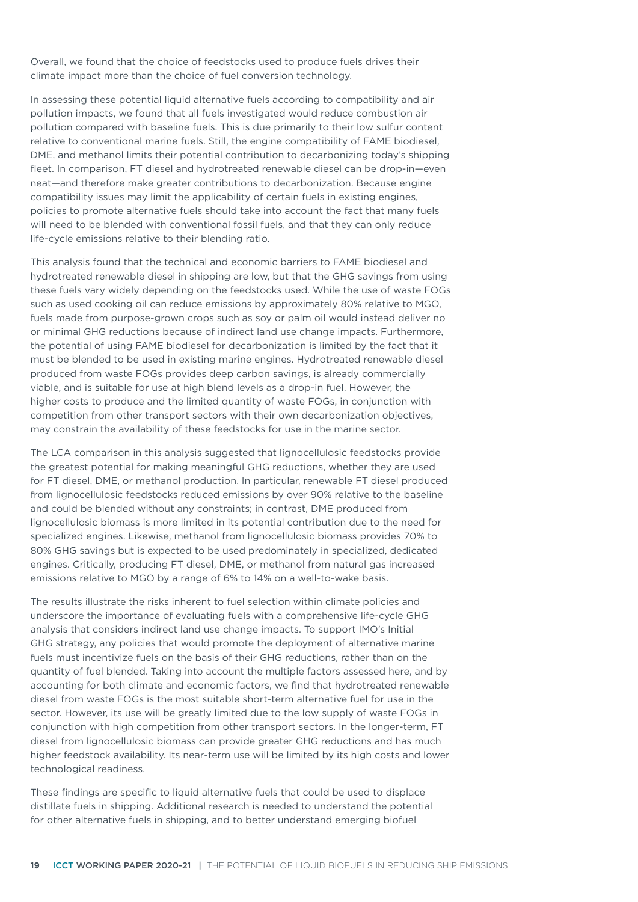Overall, we found that the choice of feedstocks used to produce fuels drives their climate impact more than the choice of fuel conversion technology.

In assessing these potential liquid alternative fuels according to compatibility and air pollution impacts, we found that all fuels investigated would reduce combustion air pollution compared with baseline fuels. This is due primarily to their low sulfur content relative to conventional marine fuels. Still, the engine compatibility of FAME biodiesel, DME, and methanol limits their potential contribution to decarbonizing today's shipping fleet. In comparison, FT diesel and hydrotreated renewable diesel can be drop-in—even neat—and therefore make greater contributions to decarbonization. Because engine compatibility issues may limit the applicability of certain fuels in existing engines, policies to promote alternative fuels should take into account the fact that many fuels will need to be blended with conventional fossil fuels, and that they can only reduce life-cycle emissions relative to their blending ratio.

This analysis found that the technical and economic barriers to FAME biodiesel and hydrotreated renewable diesel in shipping are low, but that the GHG savings from using these fuels vary widely depending on the feedstocks used. While the use of waste FOGs such as used cooking oil can reduce emissions by approximately 80% relative to MGO, fuels made from purpose-grown crops such as soy or palm oil would instead deliver no or minimal GHG reductions because of indirect land use change impacts. Furthermore, the potential of using FAME biodiesel for decarbonization is limited by the fact that it must be blended to be used in existing marine engines. Hydrotreated renewable diesel produced from waste FOGs provides deep carbon savings, is already commercially viable, and is suitable for use at high blend levels as a drop-in fuel. However, the higher costs to produce and the limited quantity of waste FOGs, in conjunction with competition from other transport sectors with their own decarbonization objectives, may constrain the availability of these feedstocks for use in the marine sector.

The LCA comparison in this analysis suggested that lignocellulosic feedstocks provide the greatest potential for making meaningful GHG reductions, whether they are used for FT diesel, DME, or methanol production. In particular, renewable FT diesel produced from lignocellulosic feedstocks reduced emissions by over 90% relative to the baseline and could be blended without any constraints; in contrast, DME produced from lignocellulosic biomass is more limited in its potential contribution due to the need for specialized engines. Likewise, methanol from lignocellulosic biomass provides 70% to 80% GHG savings but is expected to be used predominately in specialized, dedicated engines. Critically, producing FT diesel, DME, or methanol from natural gas increased emissions relative to MGO by a range of 6% to 14% on a well-to-wake basis.

The results illustrate the risks inherent to fuel selection within climate policies and underscore the importance of evaluating fuels with a comprehensive life-cycle GHG analysis that considers indirect land use change impacts. To support IMO's Initial GHG strategy, any policies that would promote the deployment of alternative marine fuels must incentivize fuels on the basis of their GHG reductions, rather than on the quantity of fuel blended. Taking into account the multiple factors assessed here, and by accounting for both climate and economic factors, we find that hydrotreated renewable diesel from waste FOGs is the most suitable short-term alternative fuel for use in the sector. However, its use will be greatly limited due to the low supply of waste FOGs in conjunction with high competition from other transport sectors. In the longer-term, FT diesel from lignocellulosic biomass can provide greater GHG reductions and has much higher feedstock availability. Its near-term use will be limited by its high costs and lower technological readiness.

These findings are specific to liquid alternative fuels that could be used to displace distillate fuels in shipping. Additional research is needed to understand the potential for other alternative fuels in shipping, and to better understand emerging biofuel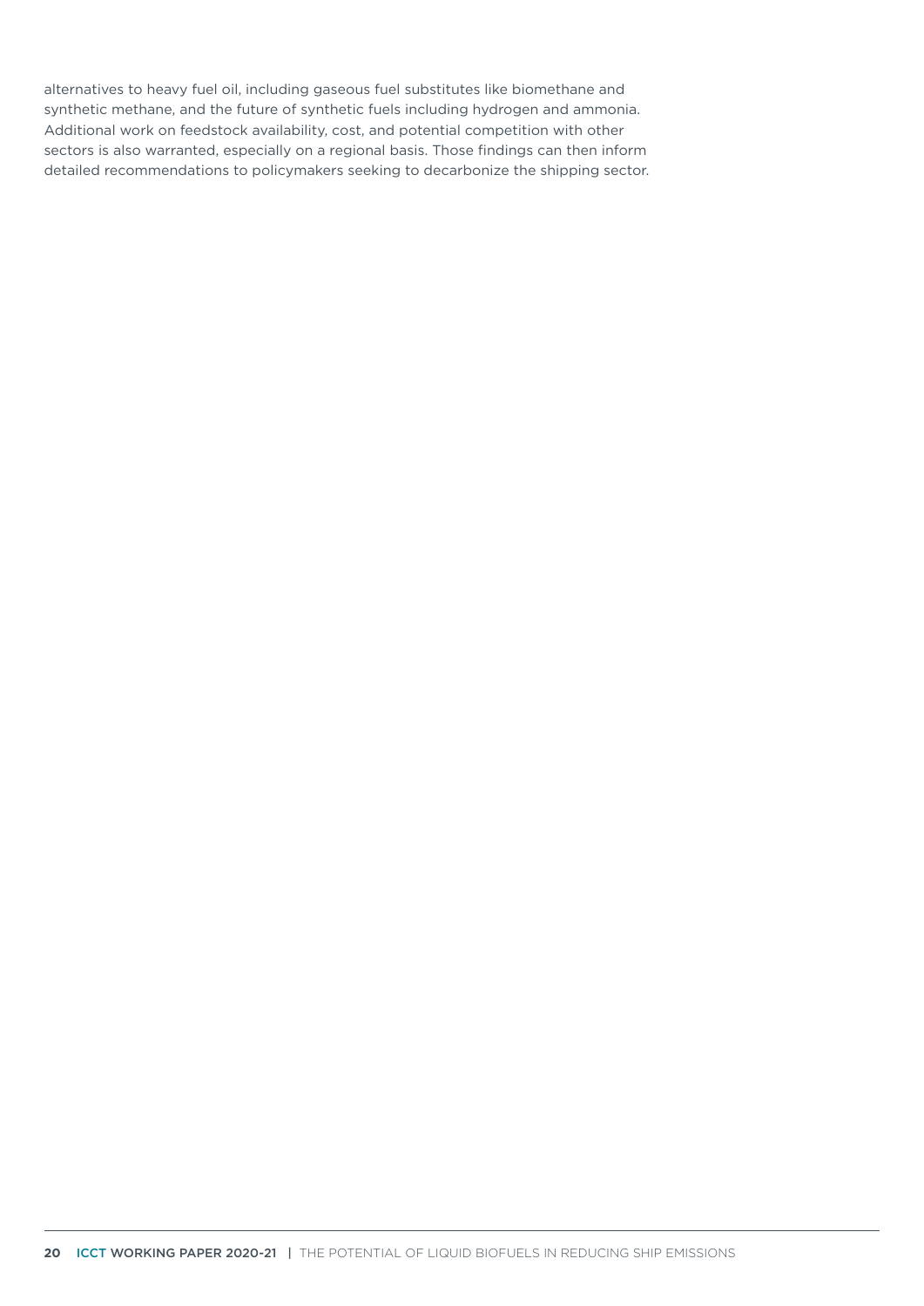alternatives to heavy fuel oil, including gaseous fuel substitutes like biomethane and synthetic methane, and the future of synthetic fuels including hydrogen and ammonia. Additional work on feedstock availability, cost, and potential competition with other sectors is also warranted, especially on a regional basis. Those findings can then inform detailed recommendations to policymakers seeking to decarbonize the shipping sector.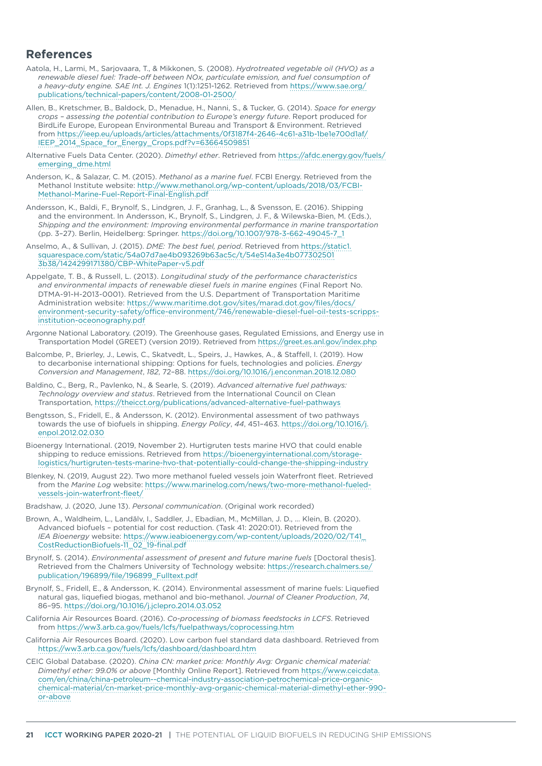## References

Aatola, H., Larmi, M., Sarjovaara, T., & Mikkonen, S. (2008). *Hydrotreated vegetable oil (HVO) as a renewable diesel fuel: Trade-off between NOx, particulate emission, and fuel consumption of a heavy-duty engine. SAE Int. J. Engines* 1(1):1251-1262. Retrieved from https://www.sae.org/publications/technical-papers/content/2008-01-2500/

Allen, B., Kretschmer, B., Baldock, D., Menadue, H., Nanni, S., & Tucker, G. (2014). *Space for energy crops – assessing the potential contribution to Europe's energy future*. Report produced for BirdLife Europe, European Environmental Bureau and Transport & Environment. Retrieved from https://ieep.eu/uploads/articles/attachments/0f3187f4-2646-4c61-a31b-1be1e700d1af/IEEP_2014_Space_for_Energy_Crops.pdf?v=63664509851

Alternative Fuels Data Center. (2020). *Dimethyl ether*. Retrieved from https://afdc.energy.gov/fuels/emerging_dme.html

Anderson, K., & Salazar, C. M. (2015). *Methanol as a marine fuel*. FCBI Energy. Retrieved from the Methanol Institute website: http://www.methanol.org/wp-content/uploads/2018/03/FCBI-Methanol-Marine-Fuel-Report-Final-English.pdf

Andersson, K., Baldi, F., Brynolf, S., Lindgren, J. F., Granhag, L., & Svensson, E. (2016). Shipping and the environment. In Andersson, K., Brynolf, S., Lindgren, J. F., & Wilewska-Bien, M. (Eds.), *Shipping and the environment: Improving environmental performance in marine transportation* (pp. 3–27). Berlin, Heidelberg: Springer. https://doi.org/10.1007/978-3-662-49045-7_1

Anselmo, A., & Sullivan, J. (2015). *DME: The best fuel, period*. Retrieved from https://static1.squarespace.com/static/54a07d7ae4b093269b63ac5c/t/54e514a3e4b0773025013b38/1424299171380/CBP-WhitePaper-v5.pdf

Appelgate, T. B., & Russell, L. (2013). *Longitudinal study of the performance characteristics and environmental impacts of renewable diesel fuels in marine engines* (Final Report No. DTMA-91-H-2013-0001). Retrieved from the U.S. Department of Transportation Maritime Administration website: https://www.maritime.dot.gov/sites/marad.dot.gov/files/docs/environment-security-safety/office-environment/746/renewable-diesel-fuel-oil-tests-scripps-institution-oceonography.pdf

Argonne National Laboratory. (2019). The Greenhouse gases, Regulated Emissions, and Energy use in Transportation Model (GREET) (version 2019). Retrieved from https://greet.es.anl.gov/index.php

Balcombe, P., Brierley, J., Lewis, C., Skatvedt, L., Speirs, J., Hawkes, A., & Staffell, I. (2019). How to decarbonise international shipping: Options for fuels, technologies and policies. *Energy Conversion and Management*, *182*, 72–88. https://doi.org/10.1016/j.enconman.2018.12.080

Baldino, C., Berg, R., Pavlenko, N., & Searle, S. (2019). *Advanced alternative fuel pathways: Technology overview and status*. Retrieved from the International Council on Clean Transportation, https://theicct.org/publications/advanced-alternative-fuel-pathways

Bengtsson, S., Fridell, E., & Andersson, K. (2012). Environmental assessment of two pathways towards the use of biofuels in shipping. *Energy Policy*, *44*, 451–463. https://doi.org/10.1016/j.enpol.2012.02.030

Bioenergy International. (2019, November 2). Hurtigruten tests marine HVO that could enable shipping to reduce emissions. Retrieved from https://bioenergyinternational.com/storage-logistics/hurtigruten-tests-marine-hvo-that-potentially-could-change-the-shipping-industry

Blenkey, N. (2019, August 22). Two more methanol fueled vessels join Waterfront fleet. Retrieved from the *Marine Log* website: https://www.marinelog.com/news/two-more-methanol-fueled-vessels-join-waterfront-fleet/

Bradshaw, J. (2020, June 13). *Personal communication*. (Original work recorded)

Brown, A., Waldheim, L., Landälv, I., Saddler, J., Ebadian, M., McMillan, J. D., … Klein, B. (2020). Advanced biofuels – potential for cost reduction. (Task 41: 2020:01). Retrieved from the *IEA Bioenergy* website: https://www.ieabioenergy.com/wp-content/uploads/2020/02/T41_CostReductionBiofuels-11_02_19-final.pdf

Brynolf, S. (2014). *Environmental assessment of present and future marine fuels* [Doctoral thesis]. Retrieved from the Chalmers University of Technology website: https://research.chalmers.se/publication/196899/file/196899_Fulltext.pdf

Brynolf, S., Fridell, E., & Andersson, K. (2014). Environmental assessment of marine fuels: Liquefied natural gas, liquefied biogas, methanol and bio-methanol. *Journal of Cleaner Production*, *74*, 86–95. https://doi.org/10.1016/j.jclepro.2014.03.052

California Air Resources Board. (2016). *Co-processing of biomass feedstocks in LCFS*. Retrieved from https://ww3.arb.ca.gov/fuels/lcfs/fuelpathways/coprocessing.htm

California Air Resources Board. (2020). Low carbon fuel standard data dashboard. Retrieved from https://ww3.arb.ca.gov/fuels/lcfs/dashboard/dashboard.htm

CEIC Global Database. (2020). *China CN: market price: Monthly Avg: Organic chemical material: Dimethyl ether: 99.0% or above* [Monthly Online Report]. Retrieved from https://www.ceicdata.com/en/china/china-petroleum--chemical-industry-association-petrochemical-price-organic-chemical-material/cn-market-price-monthly-avg-organic-chemical-material-dimethyl-ether-990-or-above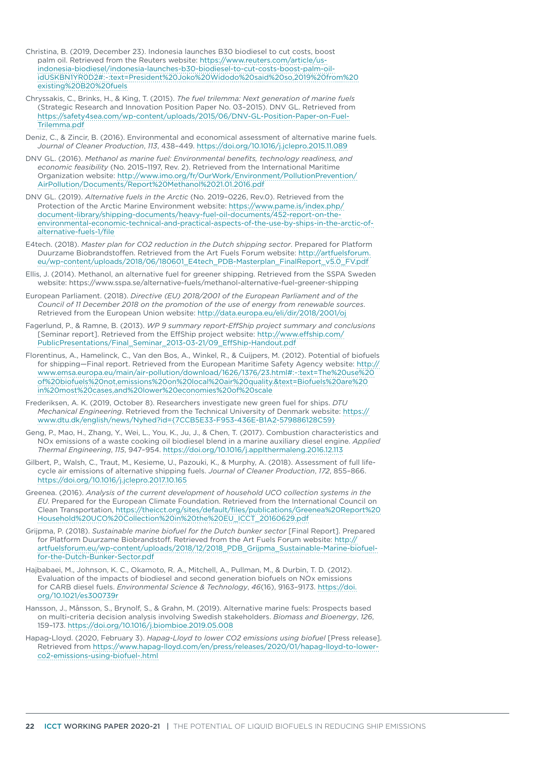Christina, B. (2019, December 23). Indonesia launches B30 biodiesel to cut costs, boost palm oil. Retrieved from the Reuters website: https://www.reuters.com/article/us-indonesia-biodiesel/indonesia-launches-b30-biodiesel-to-cut-costs-boost-palm-oil-idUSKBN1YR0D2#:~:text=President%20Joko%20Widodo%20said%20so,2019%20from%20existing%20B20%20fuels

Chryssakis, C., Brinks, H., & King, T. (2015). *The fuel trilemma: Next generation of marine fuels* (Strategic Research and Innovation Position Paper No. 03–2015). DNV GL. Retrieved from https://safety4sea.com/wp-content/uploads/2015/06/DNV-GL-Position-Paper-on-Fuel-Trilemma.pdf

Deniz, C., & Zincir, B. (2016). Environmental and economical assessment of alternative marine fuels. *Journal of Cleaner Production*, *113*, 438–449. https://doi.org/10.1016/j.jclepro.2015.11.089

DNV GL. (2016). *Methanol as marine fuel: Environmental benefits, technology readiness, and economic feasibility* (No. 2015–1197, Rev. 2). Retrieved from the International Maritime Organization website: http://www.imo.org/fr/OurWork/Environment/PollutionPrevention/AirPollution/Documents/Report%20Methanol%2021.01.2016.pdf

DNV GL. (2019). *Alternative fuels in the Arctic* (No. 2019–0226, Rev.0). Retrieved from the Protection of the Arctic Marine Environment website: https://www.pame.is/index.php/document-library/shipping-documents/heavy-fuel-oil-documents/452-report-on-the-environmental-economic-technical-and-practical-aspects-of-the-use-by-ships-in-the-arctic-of-alternative-fuels-1/file

E4tech. (2018). *Master plan for CO2 reduction in the Dutch shipping sector*. Prepared for Platform Duurzame Biobrandstoffen. Retrieved from the Art Fuels Forum website: http://artfuelsforum.eu/wp-content/uploads/2018/06/180601_E4tech_PDB-Masterplan_FinalReport_v5.0_FV.pdf

Ellis, J. (2014). Methanol, an alternative fuel for greener shipping. Retrieved from the SSPA Sweden website: https://www.sspa.se/alternative-fuels/methanol-alternative-fuel-greener-shipping

European Parliament. (2018). *Directive (EU) 2018/2001 of the European Parliament and of the Council of 11 December 2018 on the promotion of the use of energy from renewable sources*. Retrieved from the European Union website: http://data.europa.eu/eli/dir/2018/2001/oj

Fagerlund, P., & Ramne, B. (2013). *WP 9 summary report-EffShip project summary and conclusions* [Seminar report]. Retrieved from the EffShip project website: http://www.effship.com/PublicPresentations/Final_Seminar_2013-03-21/09_EffShip-Handout.pdf

Florentinus, A., Hamelinck, C., Van den Bos, A., Winkel, R., & Cuijpers, M. (2012). Potential of biofuels for shipping—Final report. Retrieved from the European Maritime Safety Agency website: http://www.emsa.europa.eu/main/air-pollution/download/1626/1376/23.html#:~:text=The%20use%20of%20biofuels%20not,emissions%20on%20local%20air%20quality.&text=Biofuels%20are%20in%20most%20cases,and%20lower%20economies%20of%20scale

Frederiksen, A. K. (2019, October 8). Researchers investigate new green fuel for ships. *DTU Mechanical Engineering*. Retrieved from the Technical University of Denmark website: https://www.dtu.dk/english/news/Nyhed?id={7CCB5E33-F953-436E-B1A2-579886128C59}

Geng, P., Mao, H., Zhang, Y., Wei, L., You, K., Ju, J., & Chen, T. (2017). Combustion characteristics and NOx emissions of a waste cooking oil biodiesel blend in a marine auxiliary diesel engine. *Applied Thermal Engineering*, *115*, 947–954. https://doi.org/10.1016/j.applthermaleng.2016.12.113

Gilbert, P., Walsh, C., Traut, M., Kesieme, U., Pazouki, K., & Murphy, A. (2018). Assessment of full life-cycle air emissions of alternative shipping fuels. *Journal of Cleaner Production*, *172*, 855–866. https://doi.org/10.1016/j.jclepro.2017.10.165

Greenea. (2016). *Analysis of the current development of household UCO collection systems in the EU*. Prepared for the European Climate Foundation. Retrieved from the International Council on Clean Transportation, https://theicct.org/sites/default/files/publications/Greenea%20Report%20Household%20UCO%20Collection%20in%20the%20EU_ICCT_20160629.pdf

Grijpma, P. (2018). *Sustainable marine biofuel for the Dutch bunker sector* [Final Report]. Prepared for Platform Duurzame Biobrandstoff. Retrieved from the Art Fuels Forum website: http://artfuelsforum.eu/wp-content/uploads/2018/12/2018_PDB_Grijpma_Sustainable-Marine-biofuel-for-the-Dutch-Bunker-Sector.pdf

Hajbabaei, M., Johnson, K. C., Okamoto, R. A., Mitchell, A., Pullman, M., & Durbin, T. D. (2012). Evaluation of the impacts of biodiesel and second generation biofuels on NOx emissions for CARB diesel fuels. *Environmental Science & Technology*, *46*(16), 9163–9173. https://doi.org/10.1021/es300739r

Hansson, J., Månsson, S., Brynolf, S., & Grahn, M. (2019). Alternative marine fuels: Prospects based on multi-criteria decision analysis involving Swedish stakeholders. *Biomass and Bioenergy*, *126*, 159–173. https://doi.org/10.1016/j.biombioe.2019.05.008

Hapag-Lloyd. (2020, February 3). *Hapag-Lloyd to lower CO2 emissions using biofuel* [Press release]. Retrieved from https://www.hapag-lloyd.com/en/press/releases/2020/01/hapag-lloyd-to-lower-co2-emissions-using-biofuel-.html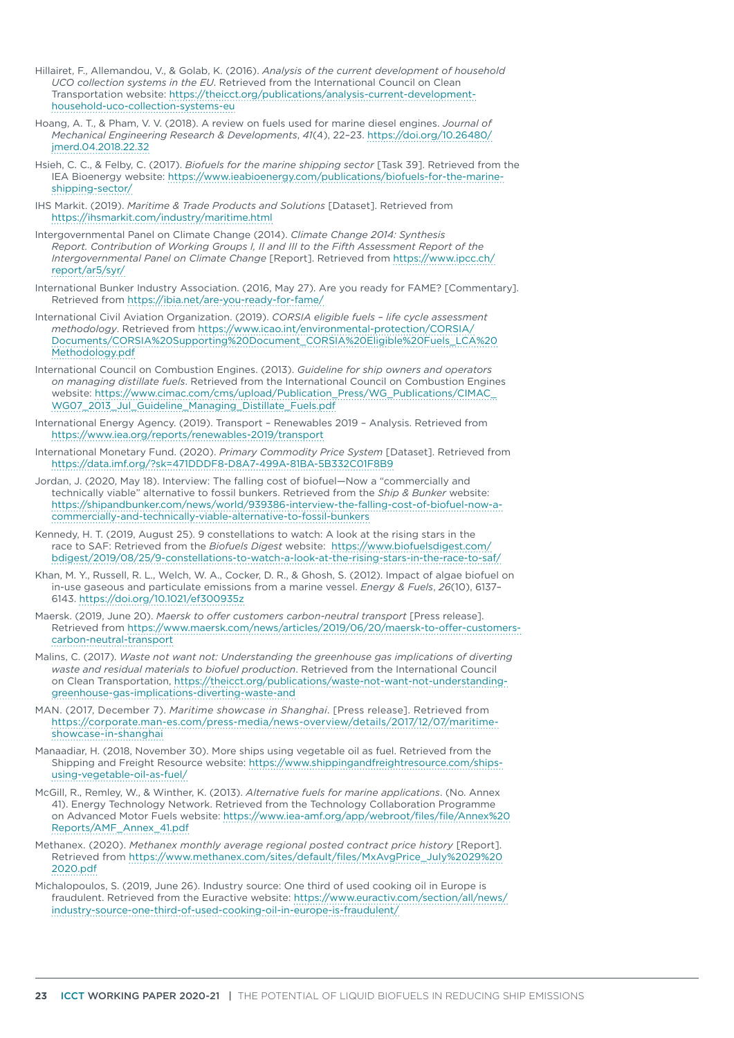Hillairet, F., Allemandou, V., & Golab, K. (2016). *Analysis of the current development of household UCO collection systems in the EU*. Retrieved from the International Council on Clean Transportation website: https://theicct.org/publications/analysis-current-development-household-uco-collection-systems-eu

Hoang, A. T., & Pham, V. V. (2018). A review on fuels used for marine diesel engines. *Journal of Mechanical Engineering Research & Developments*, *41*(4), 22–23. https://doi.org/10.26480/jmerd.04.2018.22.32

Hsieh, C. C., & Felby, C. (2017). *Biofuels for the marine shipping sector* [Task 39]. Retrieved from the IEA Bioenergy website: https://www.ieabioenergy.com/publications/biofuels-for-the-marine-shipping-sector/

IHS Markit. (2019). *Maritime & Trade Products and Solutions* [Dataset]. Retrieved from https://ihsmarkit.com/industry/maritime.html

Intergovernmental Panel on Climate Change (2014). *Climate Change 2014: Synthesis Report. Contribution of Working Groups I, II and III to the Fifth Assessment Report of the Intergovernmental Panel on Climate Change* [Report]. Retrieved from https://www.ipcc.ch/report/ar5/syr/

International Bunker Industry Association. (2016, May 27). Are you ready for FAME? [Commentary]. Retrieved from https://ibia.net/are-you-ready-for-fame/

International Civil Aviation Organization. (2019). *CORSIA eligible fuels – life cycle assessment methodology*. Retrieved from https://www.icao.int/environmental-protection/CORSIA/Documents/CORSIA%20Supporting%20Document_CORSIA%20Eligible%20Fuels_LCA%20Methodology.pdf

International Council on Combustion Engines. (2013). *Guideline for ship owners and operators on managing distillate fuels*. Retrieved from the International Council on Combustion Engines website: https://www.cimac.com/cms/upload/Publication_Press/WG_Publications/CIMAC_WG07_2013_Jul_Guideline_Managing_Distillate_Fuels.pdf

International Energy Agency. (2019). Transport – Renewables 2019 – Analysis. Retrieved from https://www.iea.org/reports/renewables-2019/transport

International Monetary Fund. (2020). *Primary Commodity Price System* [Dataset]. Retrieved from https://data.imf.org/?sk=471DDDF8-D8A7-499A-81BA-5B332C01F8B9

Jordan, J. (2020, May 18). Interview: The falling cost of biofuel—Now a "commercially and technically viable" alternative to fossil bunkers. Retrieved from the *Ship & Bunker* website: https://shipandbunker.com/news/world/939386-interview-the-falling-cost-of-biofuel-now-a-commercially-and-technically-viable-alternative-to-fossil-bunkers

Kennedy, H. T. (2019, August 25). 9 constellations to watch: A look at the rising stars in the race to SAF: Retrieved from the *Biofuels Digest* website: https://www.biofuelsdigest.com/bdigest/2019/08/25/9-constellations-to-watch-a-look-at-the-rising-stars-in-the-race-to-saf/

Khan, M. Y., Russell, R. L., Welch, W. A., Cocker, D. R., & Ghosh, S. (2012). Impact of algae biofuel on in-use gaseous and particulate emissions from a marine vessel. *Energy & Fuels*, *26*(10), 6137–6143. https://doi.org/10.1021/ef300935z

Maersk. (2019, June 20). *Maersk to offer customers carbon-neutral transport* [Press release]. Retrieved from https://www.maersk.com/news/articles/2019/06/20/maersk-to-offer-customers-carbon-neutral-transport

Malins, C. (2017). *Waste not want not: Understanding the greenhouse gas implications of diverting waste and residual materials to biofuel production*. Retrieved from the International Council on Clean Transportation, https://theicct.org/publications/waste-not-want-not-understanding-greenhouse-gas-implications-diverting-waste-and

MAN. (2017, December 7). *Maritime showcase in Shanghai*. [Press release]. Retrieved from https://corporate.man-es.com/press-media/news-overview/details/2017/12/07/maritime-showcase-in-shanghai

Manaadiar, H. (2018, November 30). More ships using vegetable oil as fuel. Retrieved from the Shipping and Freight Resource website: https://www.shippingandfreightresource.com/ships-using-vegetable-oil-as-fuel/

McGill, R., Remley, W., & Winther, K. (2013). *Alternative fuels for marine applications*. (No. Annex 41). Energy Technology Network. Retrieved from the Technology Collaboration Programme on Advanced Motor Fuels website: https://www.iea-amf.org/app/webroot/files/file/Annex%20Reports/AMF_Annex_41.pdf

Methanex. (2020). *Methanex monthly average regional posted contract price history* [Report]. Retrieved from https://www.methanex.com/sites/default/files/MxAvgPrice_July%2029%202020.pdf

Michalopoulos, S. (2019, June 26). Industry source: One third of used cooking oil in Europe is fraudulent. Retrieved from the Euractive website: https://www.euractiv.com/section/all/news/industry-source-one-third-of-used-cooking-oil-in-europe-is-fraudulent/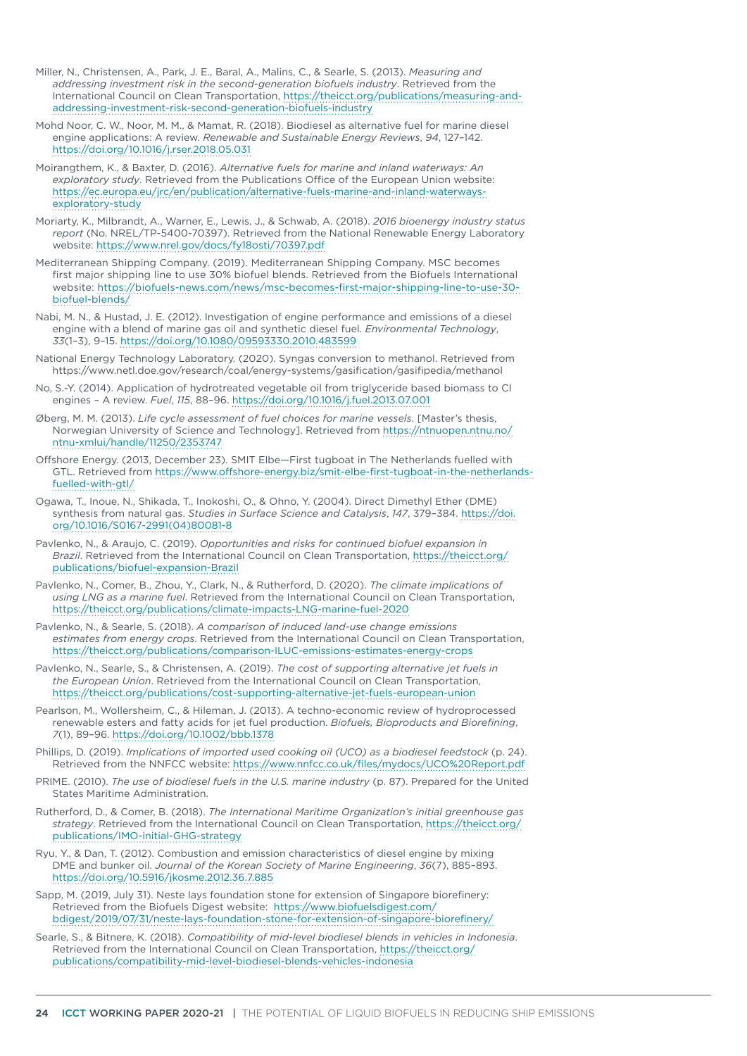Miller, N., Christensen, A., Park, J. E., Baral, A., Malins, C., & Searle, S. (2013). *Measuring and addressing investment risk in the second-generation biofuels industry*. Retrieved from the International Council on Clean Transportation, https://theicct.org/publications/measuring-and-addressing-investment-risk-second-generation-biofuels-industry

Mohd Noor, C. W., Noor, M. M., & Mamat, R. (2018). Biodiesel as alternative fuel for marine diesel engine applications: A review. *Renewable and Sustainable Energy Reviews*, *94*, 127–142. https://doi.org/10.1016/j.rser.2018.05.031

Moirangthem, K., & Baxter, D. (2016). *Alternative fuels for marine and inland waterways: An exploratory study*. Retrieved from the Publications Office of the European Union website: https://ec.europa.eu/jrc/en/publication/alternative-fuels-marine-and-inland-waterways-exploratory-study

Moriarty, K., Milbrandt, A., Warner, E., Lewis, J., & Schwab, A. (2018). *2016 bioenergy industry status report* (No. NREL/TP-5400-70397). Retrieved from the National Renewable Energy Laboratory website: https://www.nrel.gov/docs/fy18osti/70397.pdf

Mediterranean Shipping Company. (2019). Mediterranean Shipping Company. MSC becomes first major shipping line to use 30% biofuel blends. Retrieved from the Biofuels International website: https://biofuels-news.com/news/msc-becomes-first-major-shipping-line-to-use-30-biofuel-blends/

Nabi, M. N., & Hustad, J. E. (2012). Investigation of engine performance and emissions of a diesel engine with a blend of marine gas oil and synthetic diesel fuel. *Environmental Technology*, *33*(1–3), 9–15. https://doi.org/10.1080/09593330.2010.483599

National Energy Technology Laboratory. (2020). Syngas conversion to methanol. Retrieved from https://www.netl.doe.gov/research/coal/energy-systems/gasification/gasifipedia/methanol

No, S.-Y. (2014). Application of hydrotreated vegetable oil from triglyceride based biomass to CI engines – A review. *Fuel*, *115*, 88–96. https://doi.org/10.1016/j.fuel.2013.07.001

Øberg, M. M. (2013). *Life cycle assessment of fuel choices for marine vessels*. [Master's thesis, Norwegian University of Science and Technology]. Retrieved from https://ntnuopen.ntnu.no/ntnu-xmlui/handle/11250/2353747

Offshore Energy. (2013, December 23). SMIT Elbe—First tugboat in The Netherlands fuelled with GTL. Retrieved from https://www.offshore-energy.biz/smit-elbe-first-tugboat-in-the-netherlands-fuelled-with-gtl/

Ogawa, T., Inoue, N., Shikada, T., Inokoshi, O., & Ohno, Y. (2004). Direct Dimethyl Ether (DME) synthesis from natural gas. *Studies in Surface Science and Catalysis*, *147*, 379–384. https://doi.org/10.1016/S0167-2991(04)80081-8

Pavlenko, N., & Araujo, C. (2019). *Opportunities and risks for continued biofuel expansion in Brazil*. Retrieved from the International Council on Clean Transportation, https://theicct.org/publications/biofuel-expansion-Brazil

Pavlenko, N., Comer, B., Zhou, Y., Clark, N., & Rutherford, D. (2020). *The climate implications of using LNG as a marine fuel*. Retrieved from the International Council on Clean Transportation, https://theicct.org/publications/climate-impacts-LNG-marine-fuel-2020

Pavlenko, N., & Searle, S. (2018). *A comparison of induced land-use change emissions estimates from energy crops*. Retrieved from the International Council on Clean Transportation, https://theicct.org/publications/comparison-ILUC-emissions-estimates-energy-crops

Pavlenko, N., Searle, S., & Christensen, A. (2019). *The cost of supporting alternative jet fuels in the European Union*. Retrieved from the International Council on Clean Transportation, https://theicct.org/publications/cost-supporting-alternative-jet-fuels-european-union

Pearlson, M., Wollersheim, C., & Hileman, J. (2013). A techno-economic review of hydroprocessed renewable esters and fatty acids for jet fuel production. *Biofuels, Bioproducts and Biorefining*, *7*(1), 89–96. https://doi.org/10.1002/bbb.1378

Phillips, D. (2019). *Implications of imported used cooking oil (UCO) as a biodiesel feedstock* (p. 24). Retrieved from the NNFCC website: https://www.nnfcc.co.uk/files/mydocs/UCO%20Report.pdf

PRIME. (2010). *The use of biodiesel fuels in the U.S. marine industry* (p. 87). Prepared for the United States Maritime Administration.

Rutherford, D., & Comer, B. (2018). *The International Maritime Organization's initial greenhouse gas strategy*. Retrieved from the International Council on Clean Transportation, https://theicct.org/publications/IMO-initial-GHG-strategy

Ryu, Y., & Dan, T. (2012). Combustion and emission characteristics of diesel engine by mixing DME and bunker oil. *Journal of the Korean Society of Marine Engineering*, *36*(7), 885–893. https://doi.org/10.5916/jkosme.2012.36.7.885

Sapp, M. (2019, July 31). Neste lays foundation stone for extension of Singapore biorefinery: Retrieved from the Biofuels Digest website: https://www.biofuelsdigest.com/bdigest/2019/07/31/neste-lays-foundation-stone-for-extension-of-singapore-biorefinery/

Searle, S., & Bitnere, K. (2018). *Compatibility of mid-level biodiesel blends in vehicles in Indonesia*. Retrieved from the International Council on Clean Transportation, https://theicct.org/publications/compatibility-mid-level-biodiesel-blends-vehicles-indonesia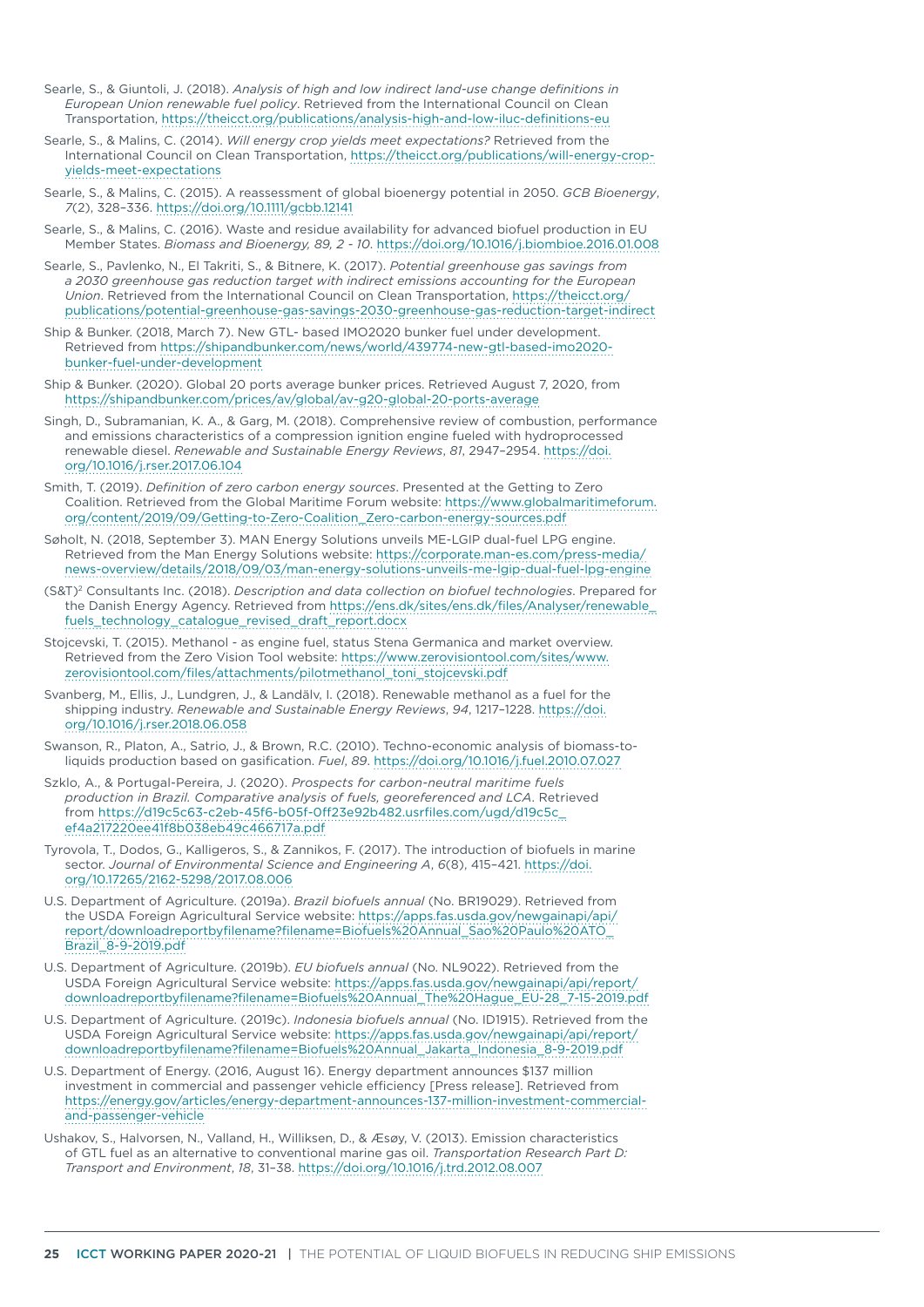Searle, S., & Giuntoli, J. (2018). *Analysis of high and low indirect land-use change definitions in European Union renewable fuel policy*. Retrieved from the International Council on Clean Transportation, https://theicct.org/publications/analysis-high-and-low-iluc-definitions-eu

Searle, S., & Malins, C. (2014). *Will energy crop yields meet expectations?* Retrieved from the International Council on Clean Transportation, https://theicct.org/publications/will-energy-crop-yields-meet-expectations

Searle, S., & Malins, C. (2015). A reassessment of global bioenergy potential in 2050. *GCB Bioenergy*, *7*(2), 328–336. https://doi.org/10.1111/gcbb.12141

Searle, S., & Malins, C. (2016). Waste and residue availability for advanced biofuel production in EU Member States. *Biomass and Bioenergy, 89, 2 - 10*. https://doi.org/10.1016/j.biombioe.2016.01.008

Searle, S., Pavlenko, N., El Takriti, S., & Bitnere, K. (2017). *Potential greenhouse gas savings from a 2030 greenhouse gas reduction target with indirect emissions accounting for the European Union*. Retrieved from the International Council on Clean Transportation, https://theicct.org/publications/potential-greenhouse-gas-savings-2030-greenhouse-gas-reduction-target-indirect

Ship & Bunker. (2018, March 7). New GTL- based IMO2020 bunker fuel under development. Retrieved from https://shipandbunker.com/news/world/439774-new-gtl-based-imo2020-bunker-fuel-under-development

Ship & Bunker. (2020). Global 20 ports average bunker prices. Retrieved August 7, 2020, from https://shipandbunker.com/prices/av/global/av-g20-global-20-ports-average

Singh, D., Subramanian, K. A., & Garg, M. (2018). Comprehensive review of combustion, performance and emissions characteristics of a compression ignition engine fueled with hydroprocessed renewable diesel. *Renewable and Sustainable Energy Reviews*, *81*, 2947–2954. https://doi.org/10.1016/j.rser.2017.06.104

Smith, T. (2019). *Definition of zero carbon energy sources*. Presented at the Getting to Zero Coalition. Retrieved from the Global Maritime Forum website: https://www.globalmaritimeforum.org/content/2019/09/Getting-to-Zero-Coalition_Zero-carbon-energy-sources.pdf

Søholt, N. (2018, September 3). MAN Energy Solutions unveils ME-LGIP dual-fuel LPG engine. Retrieved from the Man Energy Solutions website: https://corporate.man-es.com/press-media/news-overview/details/2018/09/03/man-energy-solutions-unveils-me-lgip-dual-fuel-lpg-engine

(S&T)$^2$ Consultants Inc. (2018). *Description and data collection on biofuel technologies*. Prepared for the Danish Energy Agency. Retrieved from https://ens.dk/sites/ens.dk/files/Analyser/renewable_fuels_technology_catalogue_revised_draft_report.docx

Stojcevski, T. (2015). Methanol - as engine fuel, status Stena Germanica and market overview. Retrieved from the Zero Vision Tool website: https://www.zerovisiontool.com/sites/www.zerovisiontool.com/files/attachments/pilotmethanol_toni_stojcevski.pdf

Svanberg, M., Ellis, J., Lundgren, J., & Landälv, I. (2018). Renewable methanol as a fuel for the shipping industry. *Renewable and Sustainable Energy Reviews*, *94*, 1217–1228. https://doi.org/10.1016/j.rser.2018.06.058

Swanson, R., Platon, A., Satrio, J., & Brown, R.C. (2010). Techno-economic analysis of biomass-to-liquids production based on gasification. *Fuel*, *89*. https://doi.org/10.1016/j.fuel.2010.07.027

Szklo, A., & Portugal-Pereira, J. (2020). *Prospects for carbon-neutral maritime fuels production in Brazil. Comparative analysis of fuels, georeferenced and LCA*. Retrieved from https://d19c5c63-c2eb-45f6-b05f-0ff23e92b482.usrfiles.com/ugd/d19c5c_ef4a217220ee41f8b038eb49c466717a.pdf

Tyrovola, T., Dodos, G., Kalligeros, S., & Zannikos, F. (2017). The introduction of biofuels in marine sector. *Journal of Environmental Science and Engineering A*, *6*(8), 415–421. https://doi.org/10.17265/2162-5298/2017.08.006

U.S. Department of Agriculture. (2019a). *Brazil biofuels annual* (No. BR19029). Retrieved from the USDA Foreign Agricultural Service website: https://apps.fas.usda.gov/newgainapi/api/report/downloadreportbyfilename?filename=Biofuels%20Annual_Sao%20Paulo%20ATO_Brazil_8-9-2019.pdf

U.S. Department of Agriculture. (2019b). *EU biofuels annual* (No. NL9022). Retrieved from the USDA Foreign Agricultural Service website: https://apps.fas.usda.gov/newgainapi/api/report/downloadreportbyfilename?filename=Biofuels%20Annual_The%20Hague_EU-28_7-15-2019.pdf

U.S. Department of Agriculture. (2019c). *Indonesia biofuels annual* (No. ID1915). Retrieved from the USDA Foreign Agricultural Service website: https://apps.fas.usda.gov/newgainapi/api/report/downloadreportbyfilename?filename=Biofuels%20Annual_Jakarta_Indonesia_8-9-2019.pdf

U.S. Department of Energy. (2016, August 16). Energy department announces $137 million investment in commercial and passenger vehicle efficiency [Press release]. Retrieved from https://energy.gov/articles/energy-department-announces-137-million-investment-commercial-and-passenger-vehicle

Ushakov, S., Halvorsen, N., Valland, H., Williksen, D., & Æsøy, V. (2013). Emission characteristics of GTL fuel as an alternative to conventional marine gas oil. *Transportation Research Part D: Transport and Environment*, *18*, 31–38. https://doi.org/10.1016/j.trd.2012.08.007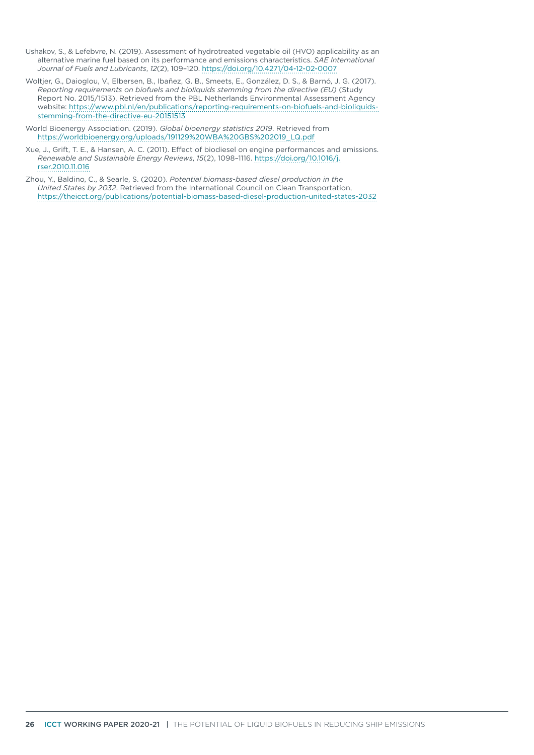Ushakov, S., & Lefebvre, N. (2019). Assessment of hydrotreated vegetable oil (HVO) applicability as an alternative marine fuel based on its performance and emissions characteristics. *SAE International Journal of Fuels and Lubricants*, *12*(2), 109–120. https://doi.org/10.4271/04-12-02-0007

Woltjer, G., Daioglou, V., Elbersen, B., Ibañez, G. B., Smeets, E., González, D. S., & Barnó, J. G. (2017). *Reporting requirements on biofuels and bioliquids stemming from the directive (EU)* (Study Report No. 2015/1513). Retrieved from the PBL Netherlands Environmental Assessment Agency website: https://www.pbl.nl/en/publications/reporting-requirements-on-biofuels-and-bioliquids-stemming-from-the-directive-eu-20151513

World Bioenergy Association. (2019). *Global bioenergy statistics 2019*. Retrieved from https://worldbioenergy.org/uploads/191129%20WBA%20GBS%202019_LQ.pdf

Xue, J., Grift, T. E., & Hansen, A. C. (2011). Effect of biodiesel on engine performances and emissions. *Renewable and Sustainable Energy Reviews*, *15*(2), 1098–1116. https://doi.org/10.1016/j.rser.2010.11.016

Zhou, Y., Baldino, C., & Searle, S. (2020). *Potential biomass-based diesel production in the United States by 2032*. Retrieved from the International Council on Clean Transportation, https://theicct.org/publications/potential-biomass-based-diesel-production-united-states-2032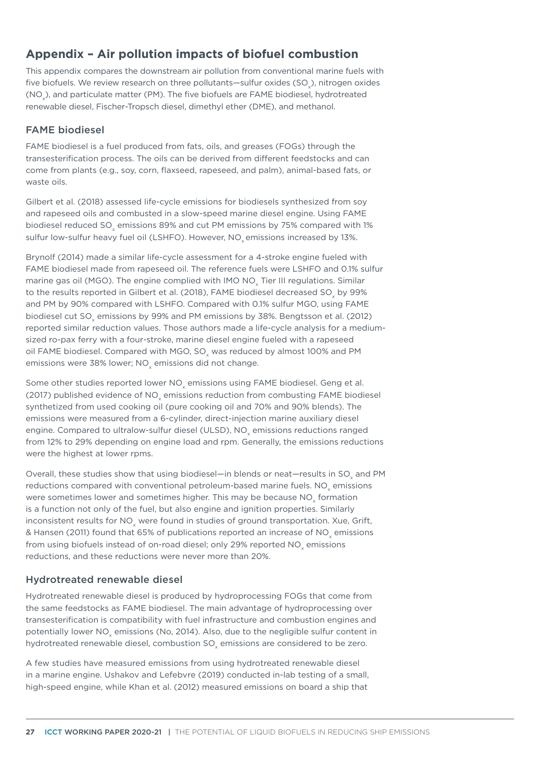## Appendix – Air pollution impacts of biofuel combustion

This appendix compares the downstream air pollution from conventional marine fuels with five biofuels. We review research on three pollutants—sulfur oxides ($SO_x$), nitrogen oxides ($NO_x$), and particulate matter (PM). The five biofuels are FAME biodiesel, hydrotreated renewable diesel, Fischer-Tropsch diesel, dimethyl ether (DME), and methanol.

### FAME biodiesel

FAME biodiesel is a fuel produced from fats, oils, and greases (FOGs) through the transesterification process. The oils can be derived from different feedstocks and can come from plants (e.g., soy, corn, flaxseed, rapeseed, and palm), animal-based fats, or waste oils.

Gilbert et al. (2018) assessed life-cycle emissions for biodiesels synthesized from soy and rapeseed oils and combusted in a slow-speed marine diesel engine. Using FAME biodiesel reduced $SO_x$ emissions 89% and cut PM emissions by 75% compared with 1% sulfur low-sulfur heavy fuel oil (LSHFO). However, $NO_x$ emissions increased by 13%.

Brynolf (2014) made a similar life-cycle assessment for a 4-stroke engine fueled with FAME biodiesel made from rapeseed oil. The reference fuels were LSHFO and 0.1% sulfur marine gas oil (MGO). The engine complied with IMO $NO_x$ Tier III regulations. Similar to the results reported in Gilbert et al. (2018), FAME biodiesel decreased $SO_x$ by 99% and PM by 90% compared with LSHFO. Compared with 0.1% sulfur MGO, using FAME biodiesel cut $SO_x$ emissions by 99% and PM emissions by 38%. Bengtsson et al. (2012) reported similar reduction values. Those authors made a life-cycle analysis for a medium-sized ro-pax ferry with a four-stroke, marine diesel engine fueled with a rapeseed oil FAME biodiesel. Compared with MGO, $SO_x$ was reduced by almost 100% and PM emissions were 38% lower; $NO_x$ emissions did not change.

Some other studies reported lower $NO_x$ emissions using FAME biodiesel. Geng et al. (2017) published evidence of $NO_x$ emissions reduction from combusting FAME biodiesel synthetized from used cooking oil (pure cooking oil and 70% and 90% blends). The emissions were measured from a 6-cylinder, direct-injection marine auxiliary diesel engine. Compared to ultralow-sulfur diesel (ULSD), $NO_x$ emissions reductions ranged from 12% to 29% depending on engine load and rpm. Generally, the emissions reductions were the highest at lower rpms.

Overall, these studies show that using biodiesel—in blends or neat—results in $SO_x$ and PM reductions compared with conventional petroleum-based marine fuels. $NO_x$ emissions were sometimes lower and sometimes higher. This may be because $NO_x$ formation is a function not only of the fuel, but also engine and ignition properties. Similarly inconsistent results for $NO_x$ were found in studies of ground transportation. Xue, Grift, & Hansen (2011) found that 65% of publications reported an increase of $NO_x$ emissions from using biofuels instead of on-road diesel; only 29% reported $NO_x$ emissions reductions, and these reductions were never more than 20%.

### Hydrotreated renewable diesel

Hydrotreated renewable diesel is produced by hydroprocessing FOGs that come from the same feedstocks as FAME biodiesel. The main advantage of hydroprocessing over transesterification is compatibility with fuel infrastructure and combustion engines and potentially lower $NO_x$ emissions (No, 2014). Also, due to the negligible sulfur content in hydrotreated renewable diesel, combustion $SO_x$ emissions are considered to be zero.

A few studies have measured emissions from using hydrotreated renewable diesel in a marine engine. Ushakov and Lefebvre (2019) conducted in-lab testing of a small, high-speed engine, while Khan et al. (2012) measured emissions on board a ship that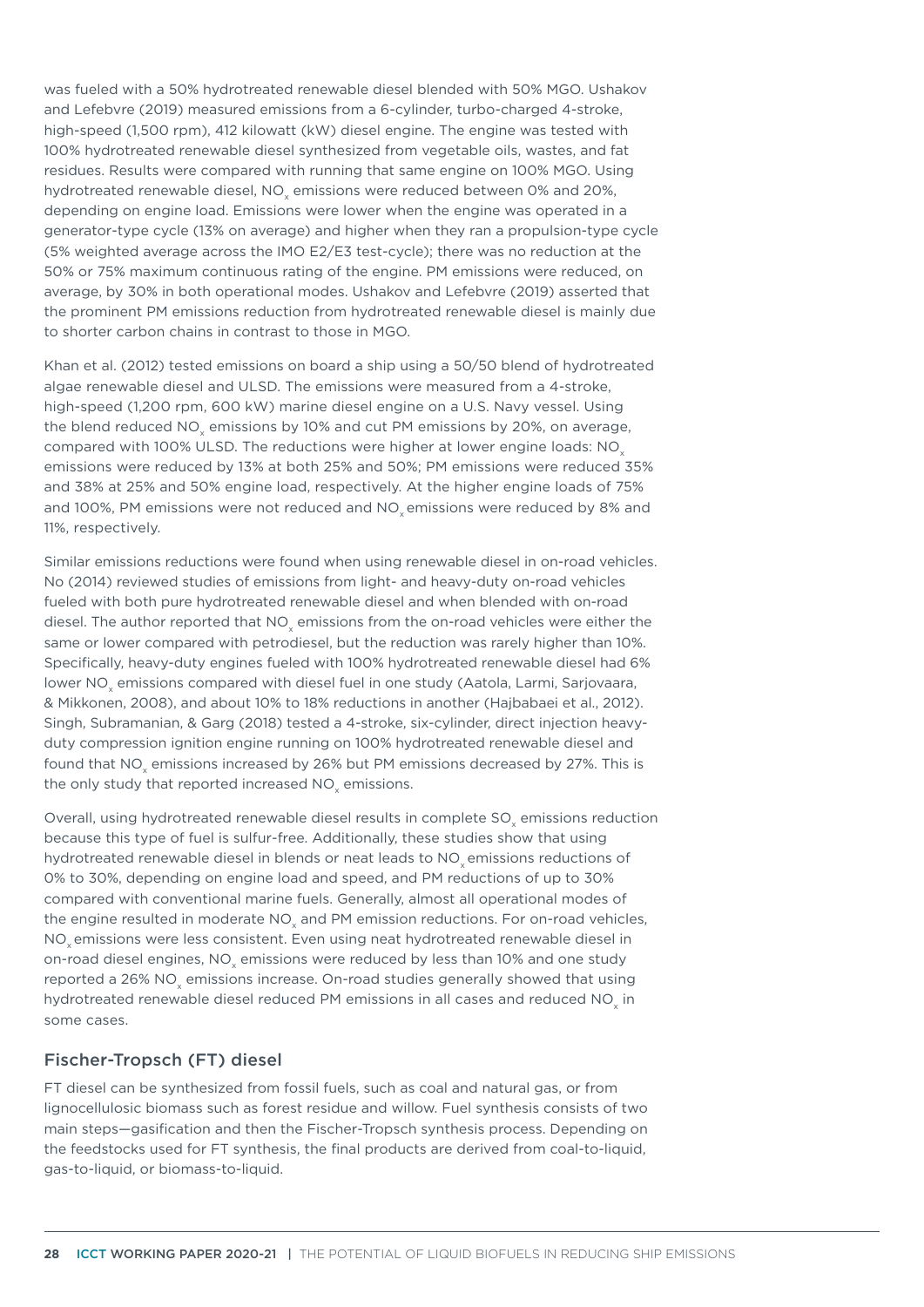was fueled with a 50% hydrotreated renewable diesel blended with 50% MGO. Ushakov and Lefebvre (2019) measured emissions from a 6-cylinder, turbo-charged 4-stroke, high-speed (1,500 rpm), 412 kilowatt (kW) diesel engine. The engine was tested with 100% hydrotreated renewable diesel synthesized from vegetable oils, wastes, and fat residues. Results were compared with running that same engine on 100% MGO. Using hydrotreated renewable diesel, $NO_x$ emissions were reduced between 0% and 20%, depending on engine load. Emissions were lower when the engine was operated in a generator-type cycle (13% on average) and higher when they ran a propulsion-type cycle (5% weighted average across the IMO E2/E3 test-cycle); there was no reduction at the 50% or 75% maximum continuous rating of the engine. PM emissions were reduced, on average, by 30% in both operational modes. Ushakov and Lefebvre (2019) asserted that the prominent PM emissions reduction from hydrotreated renewable diesel is mainly due to shorter carbon chains in contrast to those in MGO.

Khan et al. (2012) tested emissions on board a ship using a 50/50 blend of hydrotreated algae renewable diesel and ULSD. The emissions were measured from a 4-stroke, high-speed (1,200 rpm, 600 kW) marine diesel engine on a U.S. Navy vessel. Using the blend reduced $NO_x$ emissions by 10% and cut PM emissions by 20%, on average, compared with 100% ULSD. The reductions were higher at lower engine loads: $NO_x$ emissions were reduced by 13% at both 25% and 50%; PM emissions were reduced 35% and 38% at 25% and 50% engine load, respectively. At the higher engine loads of 75% and 100%, PM emissions were not reduced and $NO_x$ emissions were reduced by 8% and 11%, respectively.

Similar emissions reductions were found when using renewable diesel in on-road vehicles. No (2014) reviewed studies of emissions from light- and heavy-duty on-road vehicles fueled with both pure hydrotreated renewable diesel and when blended with on-road diesel. The author reported that $NO_x$ emissions from the on-road vehicles were either the same or lower compared with petrodiesel, but the reduction was rarely higher than 10%. Specifically, heavy-duty engines fueled with 100% hydrotreated renewable diesel had 6% lower $NO_x$ emissions compared with diesel fuel in one study (Aatola, Larmi, Sarjovaara, & Mikkonen, 2008), and about 10% to 18% reductions in another (Hajbabaei et al., 2012). Singh, Subramanian, & Garg (2018) tested a 4-stroke, six-cylinder, direct injection heavy-duty compression ignition engine running on 100% hydrotreated renewable diesel and found that $NO_x$ emissions increased by 26% but PM emissions decreased by 27%. This is the only study that reported increased $NO_x$ emissions.

Overall, using hydrotreated renewable diesel results in complete $SO_x$ emissions reduction because this type of fuel is sulfur-free. Additionally, these studies show that using hydrotreated renewable diesel in blends or neat leads to $NO_x$ emissions reductions of 0% to 30%, depending on engine load and speed, and PM reductions of up to 30% compared with conventional marine fuels. Generally, almost all operational modes of the engine resulted in moderate $NO_x$ and PM emission reductions. For on-road vehicles, $NO_x$ emissions were less consistent. Even using neat hydrotreated renewable diesel in on-road diesel engines, $NO_x$ emissions were reduced by less than 10% and one study reported a 26% $NO_x$ emissions increase. On-road studies generally showed that using hydrotreated renewable diesel reduced PM emissions in all cases and reduced $NO_x$ in some cases.

## Fischer-Tropsch (FT) diesel

FT diesel can be synthesized from fossil fuels, such as coal and natural gas, or from lignocellulosic biomass such as forest residue and willow. Fuel synthesis consists of two main steps—gasification and then the Fischer-Tropsch synthesis process. Depending on the feedstocks used for FT synthesis, the final products are derived from coal-to-liquid, gas-to-liquid, or biomass-to-liquid.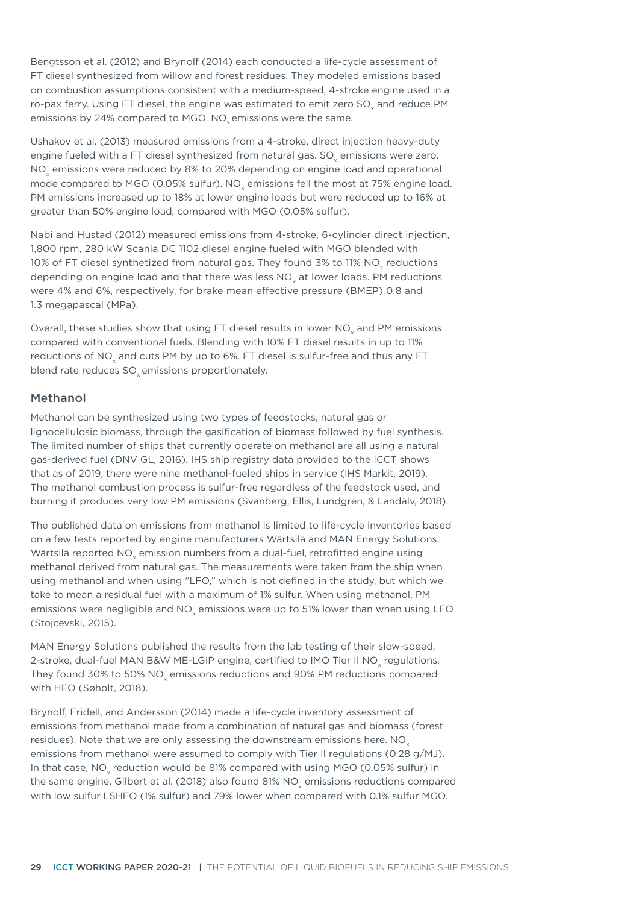Bengtsson et al. (2012) and Brynolf (2014) each conducted a life-cycle assessment of FT diesel synthesized from willow and forest residues. They modeled emissions based on combustion assumptions consistent with a medium-speed, 4-stroke engine used in a ro-pax ferry. Using FT diesel, the engine was estimated to emit zero $SO_x$ and reduce PM emissions by 24% compared to MGO. $NO_x$ emissions were the same.

Ushakov et al. (2013) measured emissions from a 4-stroke, direct injection heavy-duty engine fueled with a FT diesel synthesized from natural gas. $SO_x$ emissions were zero. $NO_x$ emissions were reduced by 8% to 20% depending on engine load and operational mode compared to MGO (0.05% sulfur). $NO_x$ emissions fell the most at 75% engine load. PM emissions increased up to 18% at lower engine loads but were reduced up to 16% at greater than 50% engine load, compared with MGO (0.05% sulfur).

Nabi and Hustad (2012) measured emissions from 4-stroke, 6-cylinder direct injection, 1,800 rpm, 280 kW Scania DC 1102 diesel engine fueled with MGO blended with 10% of FT diesel synthetized from natural gas. They found 3% to 11% $NO_x$ reductions depending on engine load and that there was less $NO_x$ at lower loads. PM reductions were 4% and 6%, respectively, for brake mean effective pressure (BMEP) 0.8 and 1.3 megapascal (MPa).

Overall, these studies show that using FT diesel results in lower $NO_x$ and PM emissions compared with conventional fuels. Blending with 10% FT diesel results in up to 11% reductions of $NO_x$ and cuts PM by up to 6%. FT diesel is sulfur-free and thus any FT blend rate reduces $SO_x$ emissions proportionately.

## Methanol

Methanol can be synthesized using two types of feedstocks, natural gas or lignocellulosic biomass, through the gasification of biomass followed by fuel synthesis. The limited number of ships that currently operate on methanol are all using a natural gas-derived fuel (DNV GL, 2016). IHS ship registry data provided to the ICCT shows that as of 2019, there were nine methanol-fueled ships in service (IHS Markit, 2019). The methanol combustion process is sulfur-free regardless of the feedstock used, and burning it produces very low PM emissions (Svanberg, Ellis, Lundgren, & Landälv, 2018).

The published data on emissions from methanol is limited to life-cycle inventories based on a few tests reported by engine manufacturers Wärtsilä and MAN Energy Solutions. Wärtsilä reported $NO_x$ emission numbers from a dual-fuel, retrofitted engine using methanol derived from natural gas. The measurements were taken from the ship when using methanol and when using "LFO," which is not defined in the study, but which we take to mean a residual fuel with a maximum of 1% sulfur. When using methanol, PM emissions were negligible and $NO_x$ emissions were up to 51% lower than when using LFO (Stojcevski, 2015).

MAN Energy Solutions published the results from the lab testing of their slow-speed, 2-stroke, dual-fuel MAN B&W ME-LGIP engine, certified to IMO Tier II $NO_x$ regulations. They found 30% to 50% $NO_x$ emissions reductions and 90% PM reductions compared with HFO (Søholt, 2018).

Brynolf, Fridell, and Andersson (2014) made a life-cycle inventory assessment of emissions from methanol made from a combination of natural gas and biomass (forest residues). Note that we are only assessing the downstream emissions here. $NO_x$ emissions from methanol were assumed to comply with Tier II regulations (0.28 g/MJ). In that case, $NO_x$ reduction would be 81% compared with using MGO (0.05% sulfur) in the same engine. Gilbert et al. (2018) also found 81% $NO_x$ emissions reductions compared with low sulfur LSHFO (1% sulfur) and 79% lower when compared with 0.1% sulfur MGO.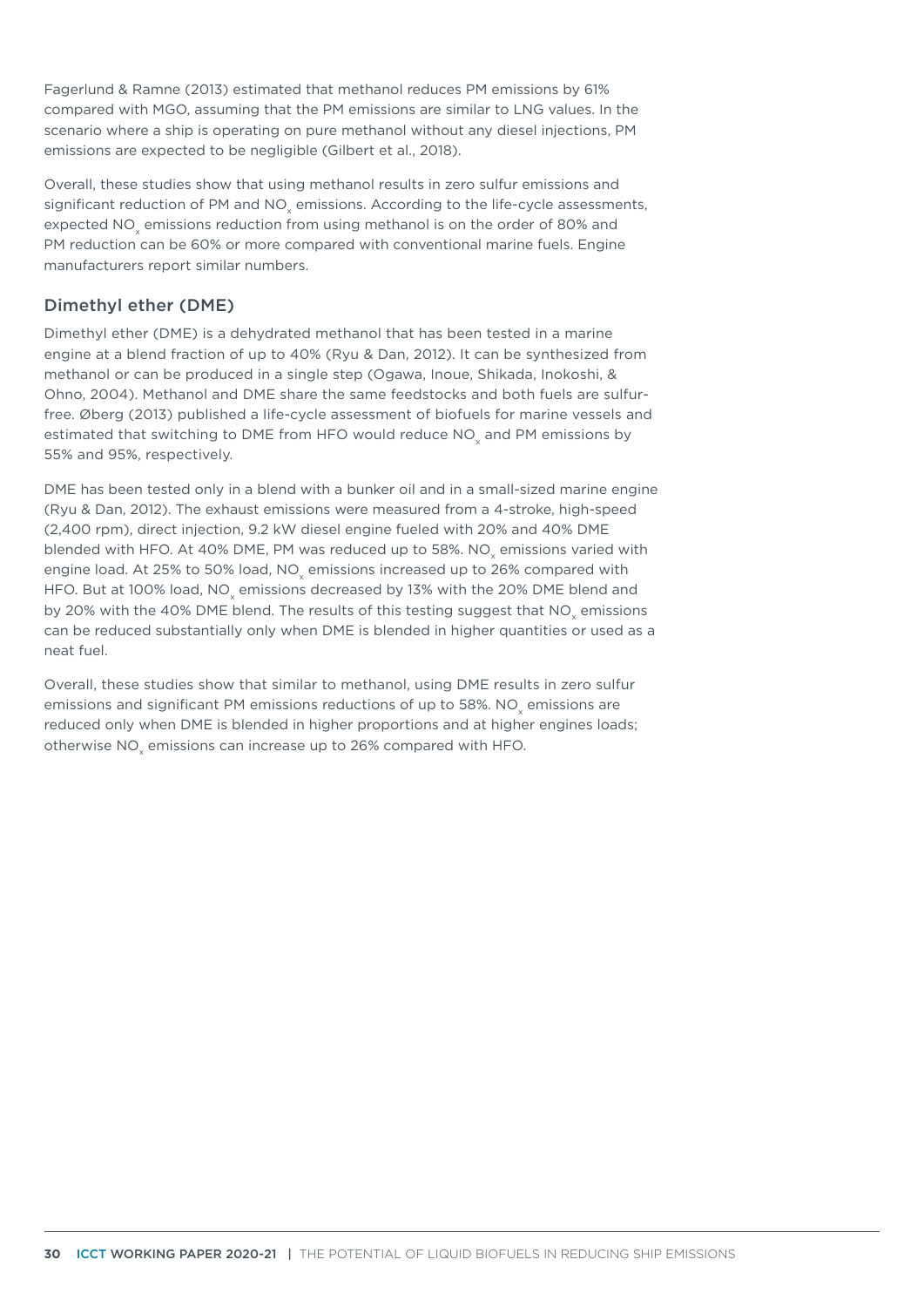Fagerlund & Ramne (2013) estimated that methanol reduces PM emissions by 61% compared with MGO, assuming that the PM emissions are similar to LNG values. In the scenario where a ship is operating on pure methanol without any diesel injections, PM emissions are expected to be negligible (Gilbert et al., 2018).

Overall, these studies show that using methanol results in zero sulfur emissions and significant reduction of PM and $NO_x$ emissions. According to the life-cycle assessments, expected $NO_x$ emissions reduction from using methanol is on the order of 80% and PM reduction can be 60% or more compared with conventional marine fuels. Engine manufacturers report similar numbers.

## Dimethyl ether (DME)

Dimethyl ether (DME) is a dehydrated methanol that has been tested in a marine engine at a blend fraction of up to 40% (Ryu & Dan, 2012). It can be synthesized from methanol or can be produced in a single step (Ogawa, Inoue, Shikada, Inokoshi, & Ohno, 2004). Methanol and DME share the same feedstocks and both fuels are sulfur-free. Øberg (2013) published a life-cycle assessment of biofuels for marine vessels and estimated that switching to DME from HFO would reduce $NO_x$ and PM emissions by 55% and 95%, respectively.

DME has been tested only in a blend with a bunker oil and in a small-sized marine engine (Ryu & Dan, 2012). The exhaust emissions were measured from a 4-stroke, high-speed (2,400 rpm), direct injection, 9.2 kW diesel engine fueled with 20% and 40% DME blended with HFO. At 40% DME, PM was reduced up to 58%. $NO_x$ emissions varied with engine load. At 25% to 50% load, $NO_x$ emissions increased up to 26% compared with HFO. But at 100% load, $NO_x$ emissions decreased by 13% with the 20% DME blend and by 20% with the 40% DME blend. The results of this testing suggest that $NO_x$ emissions can be reduced substantially only when DME is blended in higher quantities or used as a neat fuel.

Overall, these studies show that similar to methanol, using DME results in zero sulfur emissions and significant PM emissions reductions of up to 58%. $NO_x$ emissions are reduced only when DME is blended in higher proportions and at higher engines loads; otherwise $NO_x$ emissions can increase up to 26% compared with HFO.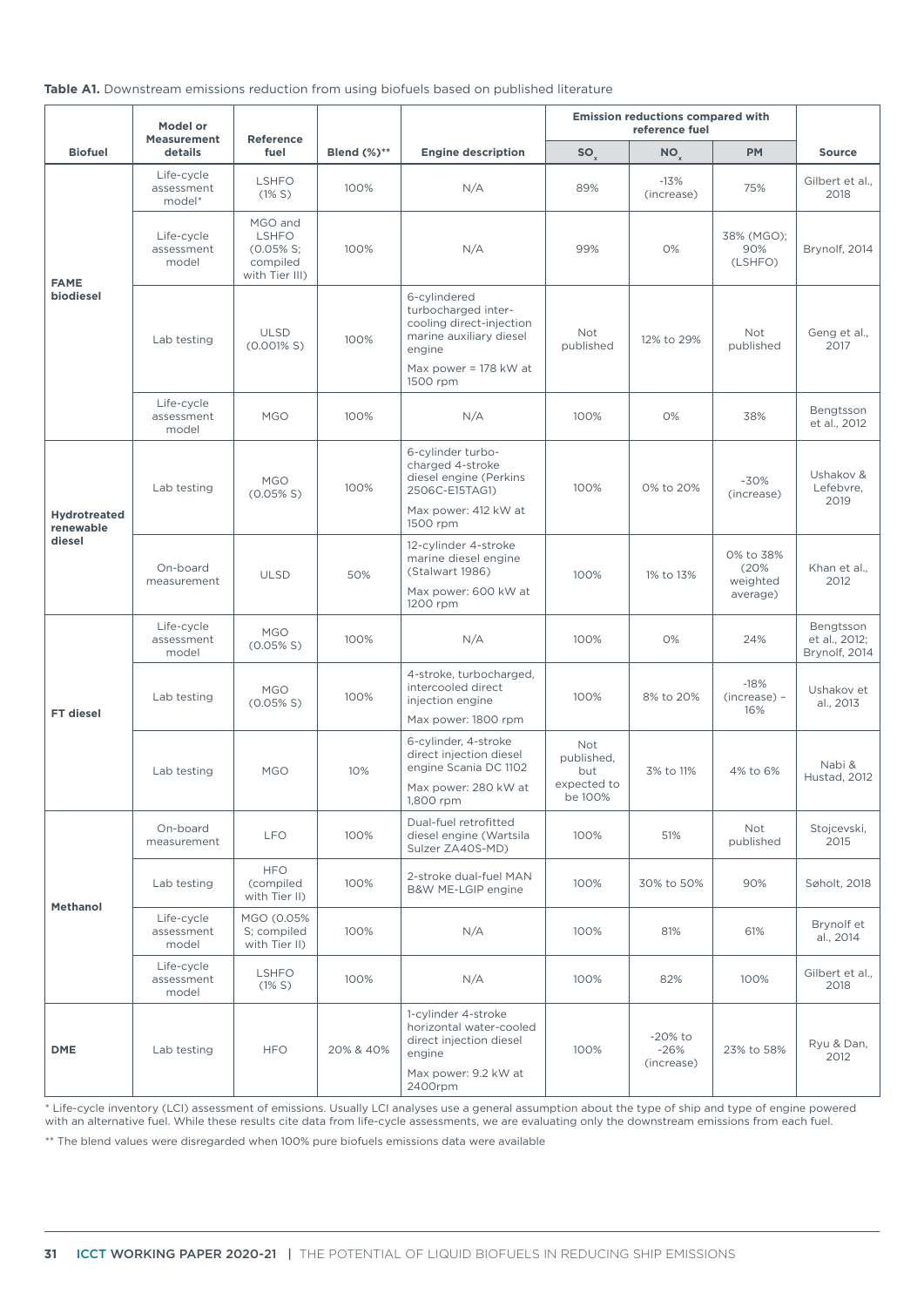**Table A1.** Downstream emissions reduction from using biofuels based on published literature

| Biofuel | Model or Measurement details | Reference fuel | Blend (%)** | Engine description | Emission reductions compared with reference fuel | | | Source |
|---|---|---|---|---|---|---|---|---|
| | | | | | $SO_x$ | $NO_x$ | PM | |
| FAME biodiesel | Life-cycle assessment model* | LSHFO (1% S) | 100% | N/A | 89% | -13% (increase) | 75% | Gilbert et al., 2018 |
| | Life-cycle assessment model | MGO and LSHFO (0.05% S; compiled with Tier III) | 100% | N/A | 99% | 0% | 38% (MGO); 90% (LSHFO) | Brynolf, 2014 |
| | Lab testing | ULSD (0.001% S) | 100% | 6-cylindered turbocharged inter-cooling direct-injection marine auxiliary diesel engine<br>Max power = 178 kW at 1500 rpm | Not published | 12% to 29% | Not published | Geng et al., 2017 |
| | Life-cycle assessment model | MGO | 100% | N/A | 100% | 0% | 38% | Bengtsson et al., 2012 |
| Hydrotreated renewable diesel | Lab testing | MGO (0.05% S) | 100% | 6-cylinder turbo-charged 4-stroke diesel engine (Perkins 2506C-E15TAG1)<br>Max power: 412 kW at 1500 rpm | 100% | 0% to 20% | -30% (increase) | Ushakov & Lefebvre, 2019 |
| | On-board measurement | ULSD | 50% | 12-cylinder 4-stroke marine diesel engine (Stalwart 1986)<br>Max power: 600 kW at 1200 rpm | 100% | 1% to 13% | 0% to 38% (20% weighted average) | Khan et al., 2012 |
| FT diesel | Life-cycle assessment model | MGO (0.05% S) | 100% | N/A | 100% | 0% | 24% | Bengtsson et al., 2012; Brynolf, 2014 |
| | Lab testing | MGO (0.05% S) | 100% | 4-stroke, turbocharged, intercooled direct injection engine<br>Max power: 1800 rpm | 100% | 8% to 20% | -18% (increase) – 16% | Ushakov et al., 2013 |
| | Lab testing | MGO | 10% | 6-cylinder, 4-stroke direct injection diesel engine Scania DC 1102<br>Max power: 280 kW at 1,800 rpm | Not published, but expected to be 100% | 3% to 11% | 4% to 6% | Nabi & Hustad, 2012 |
| Methanol | On-board measurement | LFO | 100% | Dual-fuel retrofitted diesel engine (Wartsila Sulzer ZA40S-MD) | 100% | 51% | Not published | Stojcevski, 2015 |
| | Lab testing | HFO (compiled with Tier II) | 100% | 2-stroke dual-fuel MAN B&W ME-LGIP engine | 100% | 30% to 50% | 90% | Søholt, 2018 |
| | Life-cycle assessment model | MGO (0.05% S; compiled with Tier II) | 100% | N/A | 100% | 81% | 61% | Brynolf et al., 2014 |
| | Life-cycle assessment model | LSHFO (1% S) | 100% | N/A | 100% | 82% | 100% | Gilbert et al., 2018 |
| DME | Lab testing | HFO | 20% & 40% | 1-cylinder 4-stroke horizontal water-cooled direct injection diesel engine<br>Max power: 9.2 kW at 2400rpm | 100% | -20% to -26% (increase) | 23% to 58% | Ryu & Dan, 2012 |

* Life-cycle inventory (LCI) assessment of emissions. Usually LCI analyses use a general assumption about the type of ship and type of engine powered with an alternative fuel. While these results cite data from life-cycle assessments, we are evaluating only the downstream emissions from each fuel.

** The blend values were disregarded when 100% pure biofuels emissions data were available